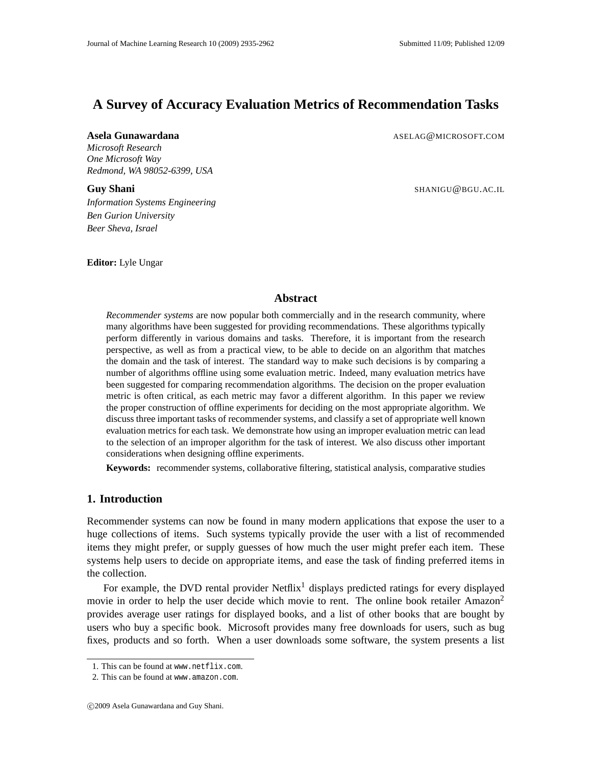# A Survey of Accuracy Evaluation Metrics of Recommendation Tasks

**Asela Gunawardana** ASELAG@MICROSOFT.COM
*Microsoft Research*
*One Microsoft Way*
*Redmond, WA 98052-6399, USA*

**Guy Shani** SHANIGU@BGU.AC.IL
*Information Systems Engineering*
*Ben Gurion University*
*Beer Sheva, Israel*

**Editor:** Lyle Ungar

## Abstract

*Recommender systems* are now popular both commercially and in the research community, where many algorithms have been suggested for providing recommendations. These algorithms typically perform differently in various domains and tasks. Therefore, it is important from the research perspective, as well as from a practical view, to be able to decide on an algorithm that matches the domain and the task of interest. The standard way to make such decisions is by comparing a number of algorithms offline using some evaluation metric. Indeed, many evaluation metrics have been suggested for comparing recommendation algorithms. The decision on the proper evaluation metric is often critical, as each metric may favor a different algorithm. In this paper we review the proper construction of offline experiments for deciding on the most appropriate algorithm. We discuss three important tasks of recommender systems, and classify a set of appropriate well known evaluation metrics for each task. We demonstrate how using an improper evaluation metric can lead to the selection of an improper algorithm for the task of interest. We also discuss other important considerations when designing offline experiments.

**Keywords:** recommender systems, collaborative filtering, statistical analysis, comparative studies

## 1. Introduction

Recommender systems can now be found in many modern applications that expose the user to a huge collections of items. Such systems typically provide the user with a list of recommended items they might prefer, or supply guesses of how much the user might prefer each item. These systems help users to decide on appropriate items, and ease the task of finding preferred items in the collection.

For example, the DVD rental provider Netflix[1] displays predicted ratings for every displayed movie in order to help the user decide which movie to rent. The online book retailer Amazon[2] provides average user ratings for displayed books, and a list of other books that are bought by users who buy a specific book. Microsoft provides many free downloads for users, such as bug fixes, products and so forth. When a user downloads some software, the system presents a list

1. This can be found at www.netflix.com.
2. This can be found at www.amazon.com.

©2009 Asela Gunawardana and Guy Shani.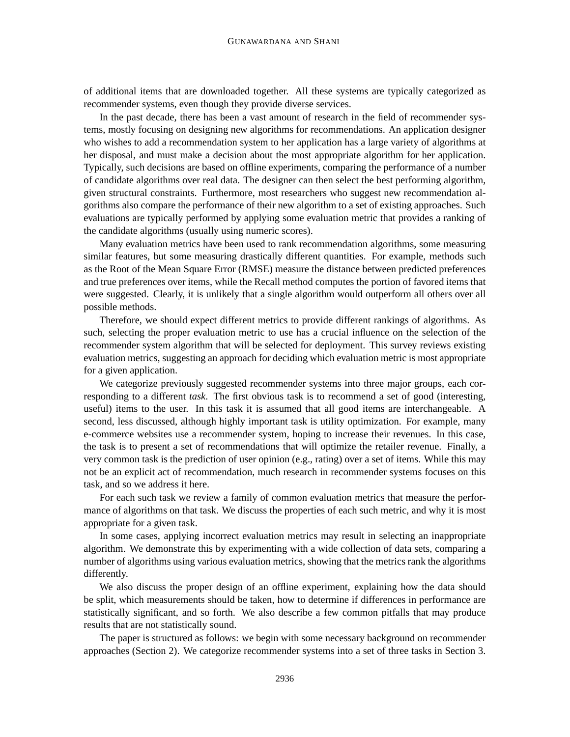of additional items that are downloaded together. All these systems are typically categorized as recommender systems, even though they provide diverse services.

In the past decade, there has been a vast amount of research in the field of recommender systems, mostly focusing on designing new algorithms for recommendations. An application designer who wishes to add a recommendation system to her application has a large variety of algorithms at her disposal, and must make a decision about the most appropriate algorithm for her application. Typically, such decisions are based on offline experiments, comparing the performance of a number of candidate algorithms over real data. The designer can then select the best performing algorithm, given structural constraints. Furthermore, most researchers who suggest new recommendation algorithms also compare the performance of their new algorithm to a set of existing approaches. Such evaluations are typically performed by applying some evaluation metric that provides a ranking of the candidate algorithms (usually using numeric scores).

Many evaluation metrics have been used to rank recommendation algorithms, some measuring similar features, but some measuring drastically different quantities. For example, methods such as the Root of the Mean Square Error (RMSE) measure the distance between predicted preferences and true preferences over items, while the Recall method computes the portion of favored items that were suggested. Clearly, it is unlikely that a single algorithm would outperform all others over all possible methods.

Therefore, we should expect different metrics to provide different rankings of algorithms. As such, selecting the proper evaluation metric to use has a crucial influence on the selection of the recommender system algorithm that will be selected for deployment. This survey reviews existing evaluation metrics, suggesting an approach for deciding which evaluation metric is most appropriate for a given application.

We categorize previously suggested recommender systems into three major groups, each corresponding to a different *task*. The first obvious task is to recommend a set of good (interesting, useful) items to the user. In this task it is assumed that all good items are interchangeable. A second, less discussed, although highly important task is utility optimization. For example, many e-commerce websites use a recommender system, hoping to increase their revenues. In this case, the task is to present a set of recommendations that will optimize the retailer revenue. Finally, a very common task is the prediction of user opinion (e.g., rating) over a set of items. While this may not be an explicit act of recommendation, much research in recommender systems focuses on this task, and so we address it here.

For each such task we review a family of common evaluation metrics that measure the performance of algorithms on that task. We discuss the properties of each such metric, and why it is most appropriate for a given task.

In some cases, applying incorrect evaluation metrics may result in selecting an inappropriate algorithm. We demonstrate this by experimenting with a wide collection of data sets, comparing a number of algorithms using various evaluation metrics, showing that the metrics rank the algorithms differently.

We also discuss the proper design of an offline experiment, explaining how the data should be split, which measurements should be taken, how to determine if differences in performance are statistically significant, and so forth. We also describe a few common pitfalls that may produce results that are not statistically sound.

The paper is structured as follows: we begin with some necessary background on recommender approaches (Section 2). We categorize recommender systems into a set of three tasks in Section 3.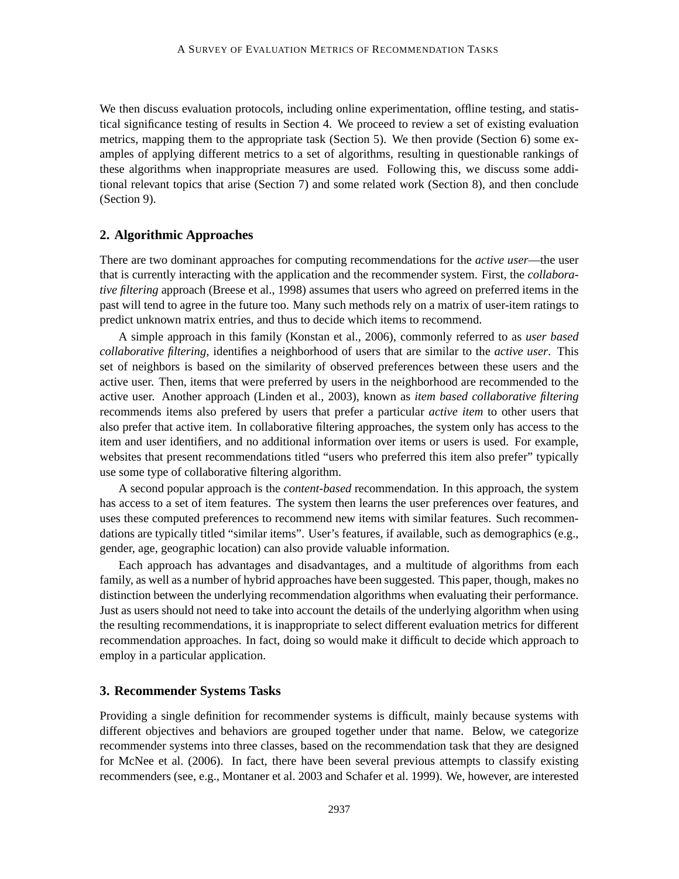We then discuss evaluation protocols, including online experimentation, offline testing, and statistical significance testing of results in Section 4. We proceed to review a set of existing evaluation metrics, mapping them to the appropriate task (Section 5). We then provide (Section 6) some examples of applying different metrics to a set of algorithms, resulting in questionable rankings of these algorithms when inappropriate measures are used. Following this, we discuss some additional relevant topics that arise (Section 7) and some related work (Section 8), and then conclude (Section 9).

## 2. Algorithmic Approaches

There are two dominant approaches for computing recommendations for the *active user*—the user that is currently interacting with the application and the recommender system. First, the *collaborative filtering* approach (Breese et al., 1998) assumes that users who agreed on preferred items in the past will tend to agree in the future too. Many such methods rely on a matrix of user-item ratings to predict unknown matrix entries, and thus to decide which items to recommend.

A simple approach in this family (Konstan et al., 2006), commonly referred to as *user based collaborative filtering*, identifies a neighborhood of users that are similar to the *active user*. This set of neighbors is based on the similarity of observed preferences between these users and the active user. Then, items that were preferred by users in the neighborhood are recommended to the active user. Another approach (Linden et al., 2003), known as *item based collaborative filtering* recommends items also prefered by users that prefer a particular *active item* to other users that also prefer that active item. In collaborative filtering approaches, the system only has access to the item and user identifiers, and no additional information over items or users is used. For example, websites that present recommendations titled "users who preferred this item also prefer" typically use some type of collaborative filtering algorithm.

A second popular approach is the *content-based* recommendation. In this approach, the system has access to a set of item features. The system then learns the user preferences over features, and uses these computed preferences to recommend new items with similar features. Such recommendations are typically titled "similar items". User's features, if available, such as demographics (e.g., gender, age, geographic location) can also provide valuable information.

Each approach has advantages and disadvantages, and a multitude of algorithms from each family, as well as a number of hybrid approaches have been suggested. This paper, though, makes no distinction between the underlying recommendation algorithms when evaluating their performance. Just as users should not need to take into account the details of the underlying algorithm when using the resulting recommendations, it is inappropriate to select different evaluation metrics for different recommendation approaches. In fact, doing so would make it difficult to decide which approach to employ in a particular application.

## 3. Recommender Systems Tasks

Providing a single definition for recommender systems is difficult, mainly because systems with different objectives and behaviors are grouped together under that name. Below, we categorize recommender systems into three classes, based on the recommendation task that they are designed for McNee et al. (2006). In fact, there have been several previous attempts to classify existing recommenders (see, e.g., Montaner et al. 2003 and Schafer et al. 1999). We, however, are interested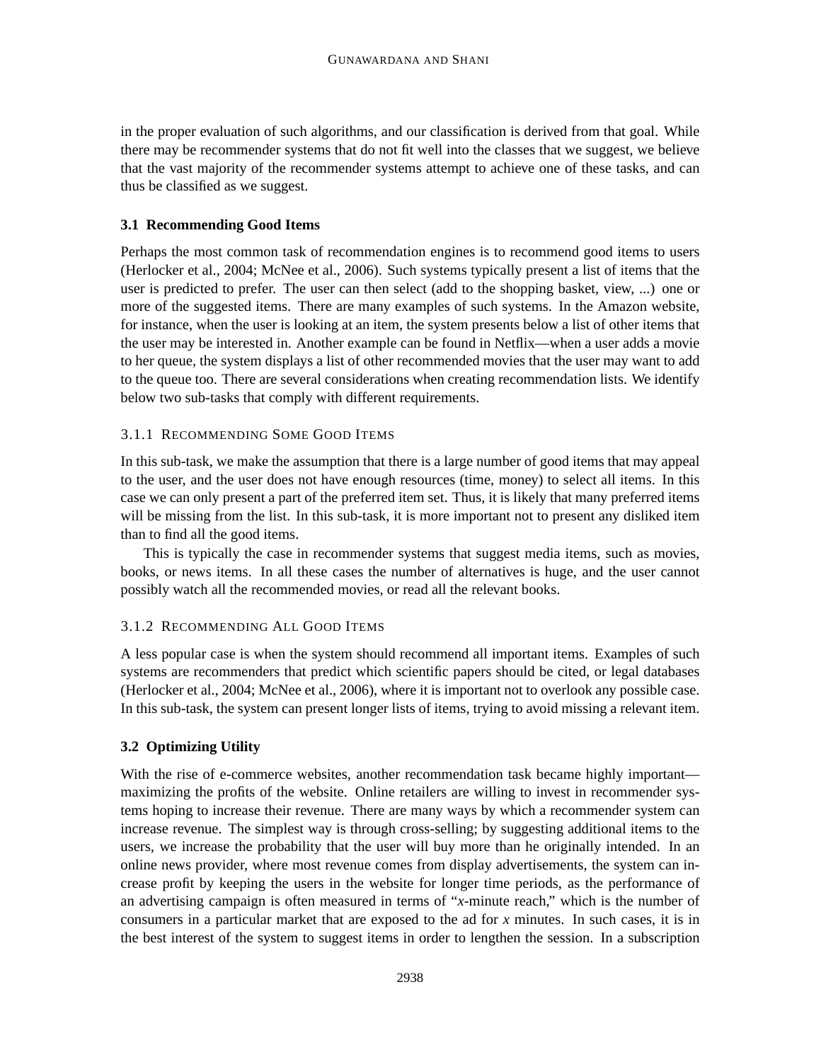in the proper evaluation of such algorithms, and our classification is derived from that goal. While there may be recommender systems that do not fit well into the classes that we suggest, we believe that the vast majority of the recommender systems attempt to achieve one of these tasks, and can thus be classified as we suggest.

### 3.1 Recommending Good Items

Perhaps the most common task of recommendation engines is to recommend good items to users (Herlocker et al., 2004; McNee et al., 2006). Such systems typically present a list of items that the user is predicted to prefer. The user can then select (add to the shopping basket, view, ...) one or more of the suggested items. There are many examples of such systems. In the Amazon website, for instance, when the user is looking at an item, the system presents below a list of other items that the user may be interested in. Another example can be found in Netflix—when a user adds a movie to her queue, the system displays a list of other recommended movies that the user may want to add to the queue too. There are several considerations when creating recommendation lists. We identify below two sub-tasks that comply with different requirements.

#### 3.1.1 Recommending Some Good Items

In this sub-task, we make the assumption that there is a large number of good items that may appeal to the user, and the user does not have enough resources (time, money) to select all items. In this case we can only present a part of the preferred item set. Thus, it is likely that many preferred items will be missing from the list. In this sub-task, it is more important not to present any disliked item than to find all the good items.

This is typically the case in recommender systems that suggest media items, such as movies, books, or news items. In all these cases the number of alternatives is huge, and the user cannot possibly watch all the recommended movies, or read all the relevant books.

#### 3.1.2 Recommending All Good Items

A less popular case is when the system should recommend all important items. Examples of such systems are recommenders that predict which scientific papers should be cited, or legal databases (Herlocker et al., 2004; McNee et al., 2006), where it is important not to overlook any possible case. In this sub-task, the system can present longer lists of items, trying to avoid missing a relevant item.

### 3.2 Optimizing Utility

With the rise of e-commerce websites, another recommendation task became highly important—maximizing the profits of the website. Online retailers are willing to invest in recommender systems hoping to increase their revenue. There are many ways by which a recommender system can increase revenue. The simplest way is through cross-selling; by suggesting additional items to the users, we increase the probability that the user will buy more than he originally intended. In an online news provider, where most revenue comes from display advertisements, the system can increase profit by keeping the users in the website for longer time periods, as the performance of an advertising campaign is often measured in terms of "*x*-minute reach," which is the number of consumers in a particular market that are exposed to the ad for *x* minutes. In such cases, it is in the best interest of the system to suggest items in order to lengthen the session. In a subscription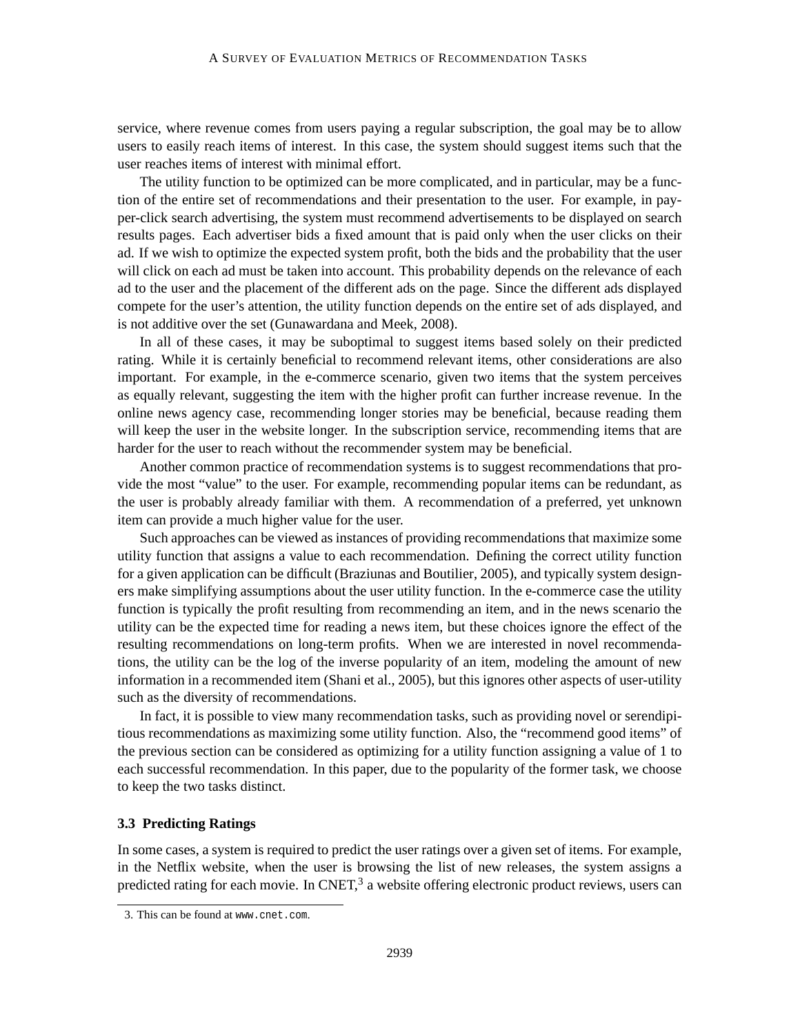service, where revenue comes from users paying a regular subscription, the goal may be to allow users to easily reach items of interest. In this case, the system should suggest items such that the user reaches items of interest with minimal effort.

The utility function to be optimized can be more complicated, and in particular, may be a function of the entire set of recommendations and their presentation to the user. For example, in pay-per-click search advertising, the system must recommend advertisements to be displayed on search results pages. Each advertiser bids a fixed amount that is paid only when the user clicks on their ad. If we wish to optimize the expected system profit, both the bids and the probability that the user will click on each ad must be taken into account. This probability depends on the relevance of each ad to the user and the placement of the different ads on the page. Since the different ads displayed compete for the user's attention, the utility function depends on the entire set of ads displayed, and is not additive over the set (Gunawardana and Meek, 2008).

In all of these cases, it may be suboptimal to suggest items based solely on their predicted rating. While it is certainly beneficial to recommend relevant items, other considerations are also important. For example, in the e-commerce scenario, given two items that the system perceives as equally relevant, suggesting the item with the higher profit can further increase revenue. In the online news agency case, recommending longer stories may be beneficial, because reading them will keep the user in the website longer. In the subscription service, recommending items that are harder for the user to reach without the recommender system may be beneficial.

Another common practice of recommendation systems is to suggest recommendations that provide the most "value" to the user. For example, recommending popular items can be redundant, as the user is probably already familiar with them. A recommendation of a preferred, yet unknown item can provide a much higher value for the user.

Such approaches can be viewed as instances of providing recommendations that maximize some utility function that assigns a value to each recommendation. Defining the correct utility function for a given application can be difficult (Braziunas and Boutilier, 2005), and typically system designers make simplifying assumptions about the user utility function. In the e-commerce case the utility function is typically the profit resulting from recommending an item, and in the news scenario the utility can be the expected time for reading a news item, but these choices ignore the effect of the resulting recommendations on long-term profits. When we are interested in novel recommendations, the utility can be the log of the inverse popularity of an item, modeling the amount of new information in a recommended item (Shani et al., 2005), but this ignores other aspects of user-utility such as the diversity of recommendations.

In fact, it is possible to view many recommendation tasks, such as providing novel or serendipitous recommendations as maximizing some utility function. Also, the "recommend good items" of the previous section can be considered as optimizing for a utility function assigning a value of 1 to each successful recommendation. In this paper, due to the popularity of the former task, we choose to keep the two tasks distinct.

### 3.3 Predicting Ratings

In some cases, a system is required to predict the user ratings over a given set of items. For example, in the Netflix website, when the user is browsing the list of new releases, the system assigns a predicted rating for each movie. In CNET,[3] a website offering electronic product reviews, users can

3. This can be found at www.cnet.com.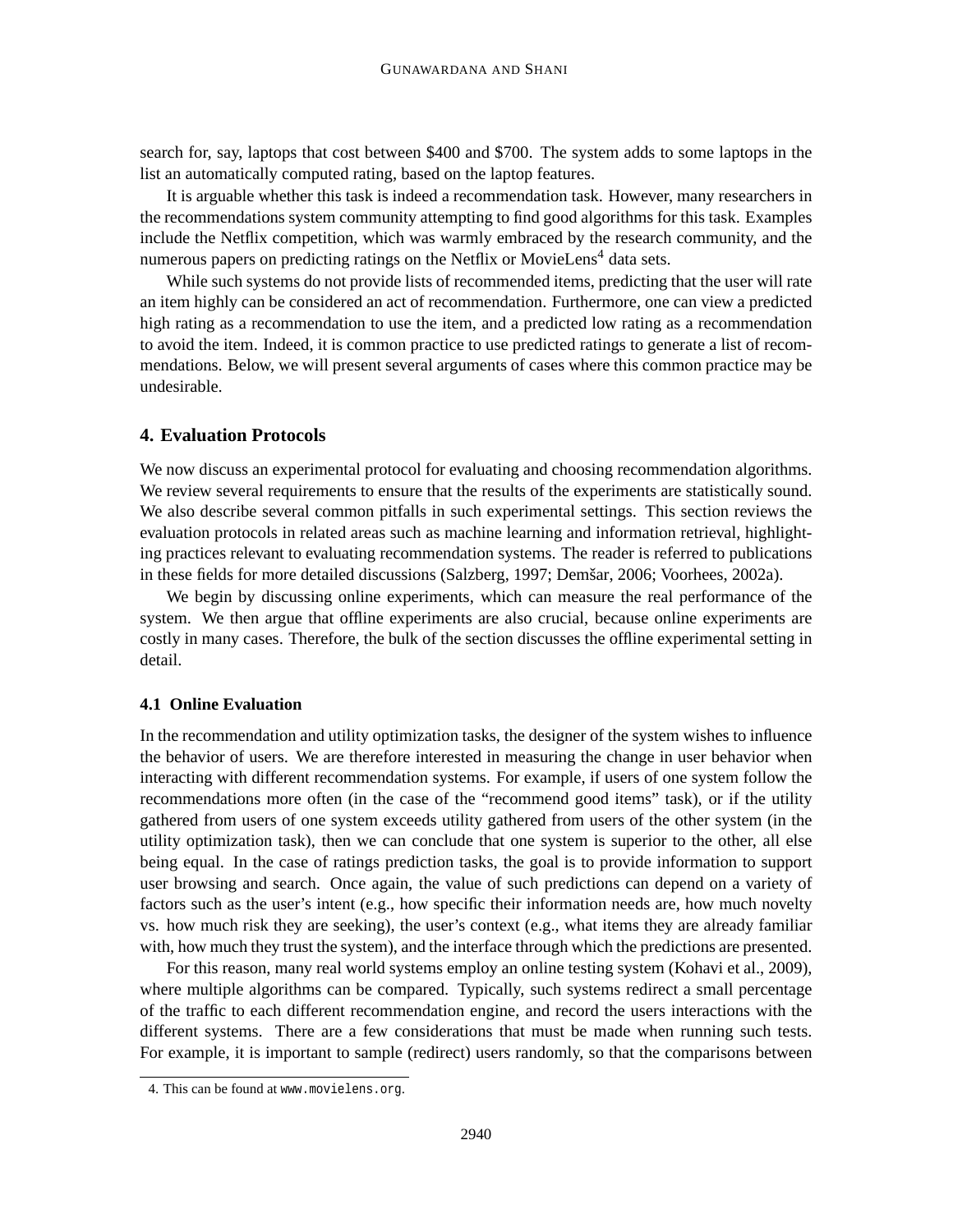search for, say, laptops that cost between $400 and $700. The system adds to some laptops in the list an automatically computed rating, based on the laptop features.

It is arguable whether this task is indeed a recommendation task. However, many researchers in the recommendations system community attempting to find good algorithms for this task. Examples include the Netflix competition, which was warmly embraced by the research community, and the numerous papers on predicting ratings on the Netflix or MovieLens[4] data sets.

While such systems do not provide lists of recommended items, predicting that the user will rate an item highly can be considered an act of recommendation. Furthermore, one can view a predicted high rating as a recommendation to use the item, and a predicted low rating as a recommendation to avoid the item. Indeed, it is common practice to use predicted ratings to generate a list of recommendations. Below, we will present several arguments of cases where this common practice may be undesirable.

## 4. Evaluation Protocols

We now discuss an experimental protocol for evaluating and choosing recommendation algorithms. We review several requirements to ensure that the results of the experiments are statistically sound. We also describe several common pitfalls in such experimental settings. This section reviews the evaluation protocols in related areas such as machine learning and information retrieval, highlighting practices relevant to evaluating recommendation systems. The reader is referred to publications in these fields for more detailed discussions (Salzberg, 1997; Demšar, 2006; Voorhees, 2002a).

We begin by discussing online experiments, which can measure the real performance of the system. We then argue that offline experiments are also crucial, because online experiments are costly in many cases. Therefore, the bulk of the section discusses the offline experimental setting in detail.

### 4.1 Online Evaluation

In the recommendation and utility optimization tasks, the designer of the system wishes to influence the behavior of users. We are therefore interested in measuring the change in user behavior when interacting with different recommendation systems. For example, if users of one system follow the recommendations more often (in the case of the "recommend good items" task), or if the utility gathered from users of one system exceeds utility gathered from users of the other system (in the utility optimization task), then we can conclude that one system is superior to the other, all else being equal. In the case of ratings prediction tasks, the goal is to provide information to support user browsing and search. Once again, the value of such predictions can depend on a variety of factors such as the user's intent (e.g., how specific their information needs are, how much novelty vs. how much risk they are seeking), the user's context (e.g., what items they are already familiar with, how much they trust the system), and the interface through which the predictions are presented.

For this reason, many real world systems employ an online testing system (Kohavi et al., 2009), where multiple algorithms can be compared. Typically, such systems redirect a small percentage of the traffic to each different recommendation engine, and record the users interactions with the different systems. There are a few considerations that must be made when running such tests. For example, it is important to sample (redirect) users randomly, so that the comparisons between

4. This can be found at www.movielens.org.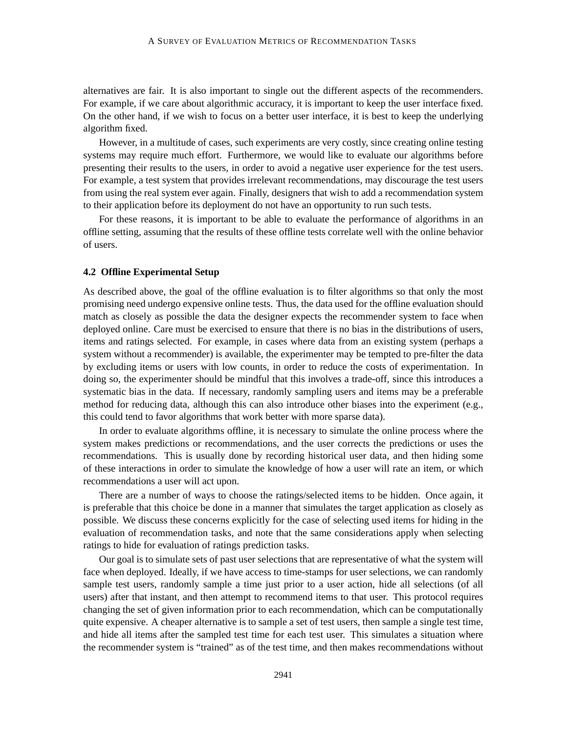alternatives are fair. It is also important to single out the different aspects of the recommenders. For example, if we care about algorithmic accuracy, it is important to keep the user interface fixed. On the other hand, if we wish to focus on a better user interface, it is best to keep the underlying algorithm fixed.

However, in a multitude of cases, such experiments are very costly, since creating online testing systems may require much effort. Furthermore, we would like to evaluate our algorithms before presenting their results to the users, in order to avoid a negative user experience for the test users. For example, a test system that provides irrelevant recommendations, may discourage the test users from using the real system ever again. Finally, designers that wish to add a recommendation system to their application before its deployment do not have an opportunity to run such tests.

For these reasons, it is important to be able to evaluate the performance of algorithms in an offline setting, assuming that the results of these offline tests correlate well with the online behavior of users.

### 4.2 Offline Experimental Setup

As described above, the goal of the offline evaluation is to filter algorithms so that only the most promising need undergo expensive online tests. Thus, the data used for the offline evaluation should match as closely as possible the data the designer expects the recommender system to face when deployed online. Care must be exercised to ensure that there is no bias in the distributions of users, items and ratings selected. For example, in cases where data from an existing system (perhaps a system without a recommender) is available, the experimenter may be tempted to pre-filter the data by excluding items or users with low counts, in order to reduce the costs of experimentation. In doing so, the experimenter should be mindful that this involves a trade-off, since this introduces a systematic bias in the data. If necessary, randomly sampling users and items may be a preferable method for reducing data, although this can also introduce other biases into the experiment (e.g., this could tend to favor algorithms that work better with more sparse data).

In order to evaluate algorithms offline, it is necessary to simulate the online process where the system makes predictions or recommendations, and the user corrects the predictions or uses the recommendations. This is usually done by recording historical user data, and then hiding some of these interactions in order to simulate the knowledge of how a user will rate an item, or which recommendations a user will act upon.

There are a number of ways to choose the ratings/selected items to be hidden. Once again, it is preferable that this choice be done in a manner that simulates the target application as closely as possible. We discuss these concerns explicitly for the case of selecting used items for hiding in the evaluation of recommendation tasks, and note that the same considerations apply when selecting ratings to hide for evaluation of ratings prediction tasks.

Our goal is to simulate sets of past user selections that are representative of what the system will face when deployed. Ideally, if we have access to time-stamps for user selections, we can randomly sample test users, randomly sample a time just prior to a user action, hide all selections (of all users) after that instant, and then attempt to recommend items to that user. This protocol requires changing the set of given information prior to each recommendation, which can be computationally quite expensive. A cheaper alternative is to sample a set of test users, then sample a single test time, and hide all items after the sampled test time for each test user. This simulates a situation where the recommender system is "trained" as of the test time, and then makes recommendations without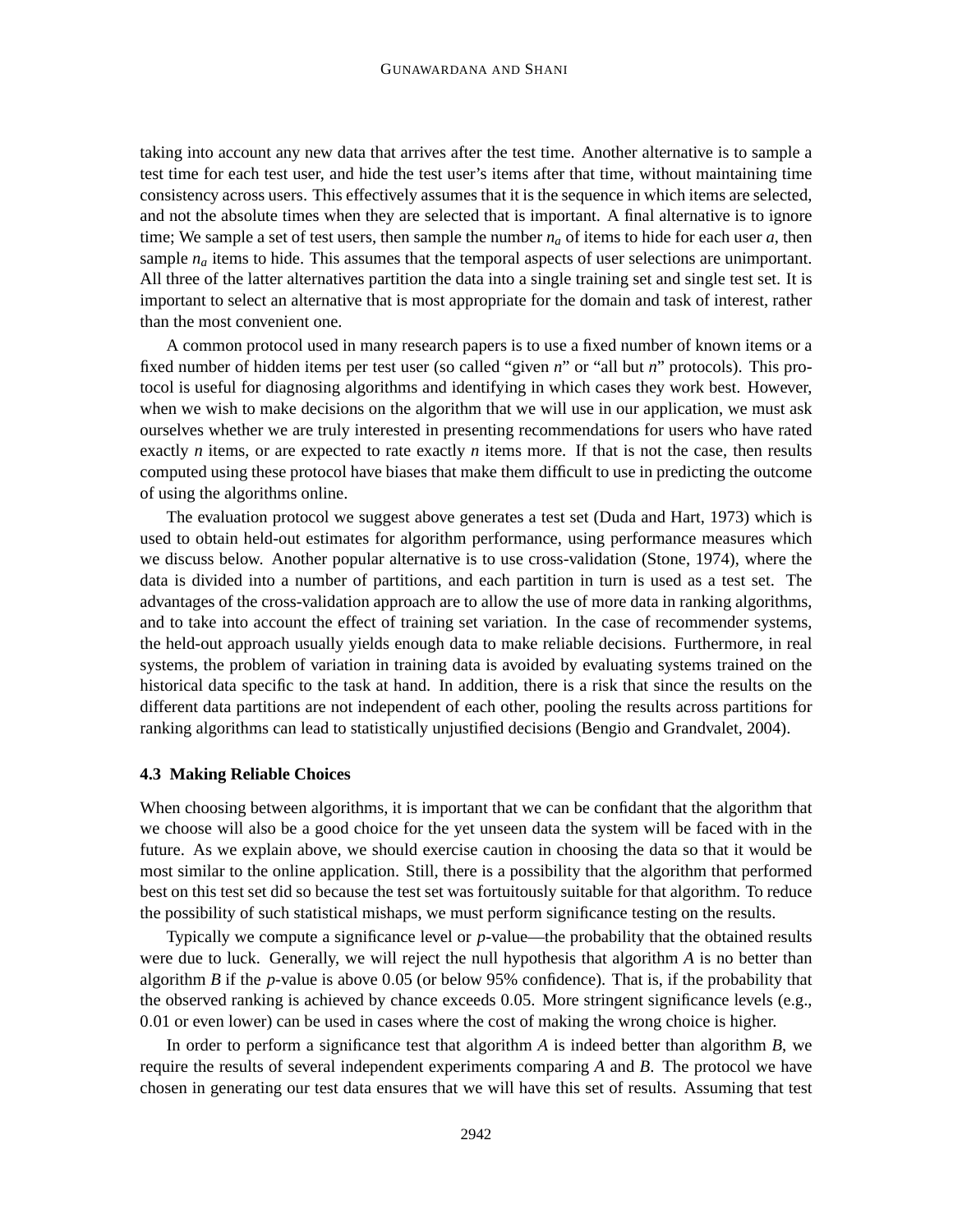taking into account any new data that arrives after the test time. Another alternative is to sample a test time for each test user, and hide the test user's items after that time, without maintaining time consistency across users. This effectively assumes that it is the sequence in which items are selected, and not the absolute times when they are selected that is important. A final alternative is to ignore time; We sample a set of test users, then sample the number $n_a$ of items to hide for each user $a$, then sample $n_a$ items to hide. This assumes that the temporal aspects of user selections are unimportant. All three of the latter alternatives partition the data into a single training set and single test set. It is important to select an alternative that is most appropriate for the domain and task of interest, rather than the most convenient one.

A common protocol used in many research papers is to use a fixed number of known items or a fixed number of hidden items per test user (so called "given $n$" or "all but $n$" protocols). This protocol is useful for diagnosing algorithms and identifying in which cases they work best. However, when we wish to make decisions on the algorithm that we will use in our application, we must ask ourselves whether we are truly interested in presenting recommendations for users who have rated exactly $n$ items, or are expected to rate exactly $n$ items more. If that is not the case, then results computed using these protocol have biases that make them difficult to use in predicting the outcome of using the algorithms online.

The evaluation protocol we suggest above generates a test set (Duda and Hart, 1973) which is used to obtain held-out estimates for algorithm performance, using performance measures which we discuss below. Another popular alternative is to use cross-validation (Stone, 1974), where the data is divided into a number of partitions, and each partition in turn is used as a test set. The advantages of the cross-validation approach are to allow the use of more data in ranking algorithms, and to take into account the effect of training set variation. In the case of recommender systems, the held-out approach usually yields enough data to make reliable decisions. Furthermore, in real systems, the problem of variation in training data is avoided by evaluating systems trained on the historical data specific to the task at hand. In addition, there is a risk that since the results on the different data partitions are not independent of each other, pooling the results across partitions for ranking algorithms can lead to statistically unjustified decisions (Bengio and Grandvalet, 2004).

### 4.3 Making Reliable Choices

When choosing between algorithms, it is important that we can be confidant that the algorithm that we choose will also be a good choice for the yet unseen data the system will be faced with in the future. As we explain above, we should exercise caution in choosing the data so that it would be most similar to the online application. Still, there is a possibility that the algorithm that performed best on this test set did so because the test set was fortuitously suitable for that algorithm. To reduce the possibility of such statistical mishaps, we must perform significance testing on the results.

Typically we compute a significance level or $p$-value—the probability that the obtained results were due to luck. Generally, we will reject the null hypothesis that algorithm $A$ is no better than algorithm $B$ if the $p$-value is above 0.05 (or below 95% confidence). That is, if the probability that the observed ranking is achieved by chance exceeds 0.05. More stringent significance levels (e.g., 0.01 or even lower) can be used in cases where the cost of making the wrong choice is higher.

In order to perform a significance test that algorithm $A$ is indeed better than algorithm $B$, we require the results of several independent experiments comparing $A$ and $B$. The protocol we have chosen in generating our test data ensures that we will have this set of results. Assuming that test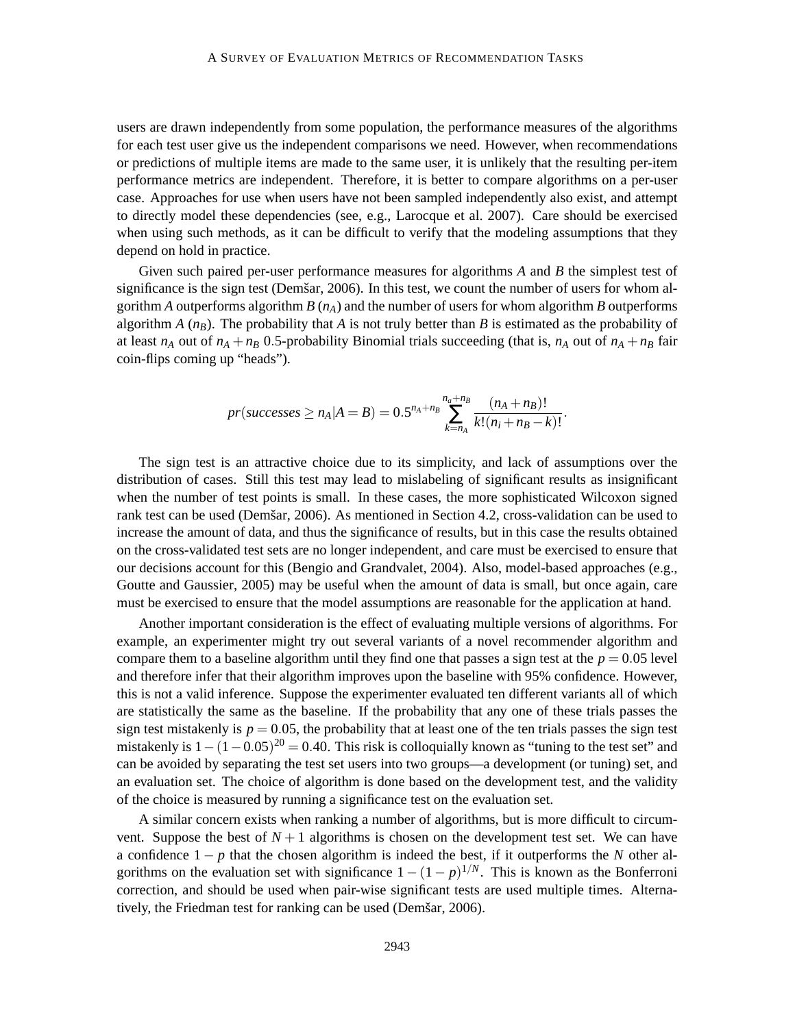users are drawn independently from some population, the performance measures of the algorithms for each test user give us the independent comparisons we need. However, when recommendations or predictions of multiple items are made to the same user, it is unlikely that the resulting per-item performance metrics are independent. Therefore, it is better to compare algorithms on a per-user case. Approaches for use when users have not been sampled independently also exist, and attempt to directly model these dependencies (see, e.g., Larocque et al. 2007). Care should be exercised when using such methods, as it can be difficult to verify that the modeling assumptions that they depend on hold in practice.

Given such paired per-user performance measures for algorithms $A$ and $B$ the simplest test of significance is the sign test (Demšar, 2006). In this test, we count the number of users for whom algorithm $A$ outperforms algorithm $B$ ($n_A$) and the number of users for whom algorithm $B$ outperforms algorithm $A$ ($n_B$). The probability that $A$ is not truly better than $B$ is estimated as the probability of at least $n_A$ out of $n_A + n_B$ 0.5-probability Binomial trials succeeding (that is, $n_A$ out of $n_A + n_B$ fair coin-flips coming up "heads").

$$pr(successes \geq n_A | A = B) = 0.5^{n_A+n_B} \sum_{k=n_A}^{n_a+n_B} \frac{(n_A+n_B)!}{k!(n_i+n_B-k)!}.$$

The sign test is an attractive choice due to its simplicity, and lack of assumptions over the distribution of cases. Still this test may lead to mislabeling of significant results as insignificant when the number of test points is small. In these cases, the more sophisticated Wilcoxon signed rank test can be used (Demšar, 2006). As mentioned in Section 4.2, cross-validation can be used to increase the amount of data, and thus the significance of results, but in this case the results obtained on the cross-validated test sets are no longer independent, and care must be exercised to ensure that our decisions account for this (Bengio and Grandvalet, 2004). Also, model-based approaches (e.g., Goutte and Gaussier, 2005) may be useful when the amount of data is small, but once again, care must be exercised to ensure that the model assumptions are reasonable for the application at hand.

Another important consideration is the effect of evaluating multiple versions of algorithms. For example, an experimenter might try out several variants of a novel recommender algorithm and compare them to a baseline algorithm until they find one that passes a sign test at the $p = 0.05$ level and therefore infer that their algorithm improves upon the baseline with 95% confidence. However, this is not a valid inference. Suppose the experimenter evaluated ten different variants all of which are statistically the same as the baseline. If the probability that any one of these trials passes the sign test mistakenly is $p = 0.05$, the probability that at least one of the ten trials passes the sign test mistakenly is $1-(1-0.05)^{20} = 0.40$. This risk is colloquially known as "tuning to the test set" and can be avoided by separating the test set users into two groups—a development (or tuning) set, and an evaluation set. The choice of algorithm is done based on the development test, and the validity of the choice is measured by running a significance test on the evaluation set.

A similar concern exists when ranking a number of algorithms, but is more difficult to circumvent. Suppose the best of $N+1$ algorithms is chosen on the development test set. We can have a confidence $1-p$ that the chosen algorithm is indeed the best, if it outperforms the $N$ other algorithms on the evaluation set with significance $1-(1-p)^{1/N}$. This is known as the Bonferroni correction, and should be used when pair-wise significant tests are used multiple times. Alternatively, the Friedman test for ranking can be used (Demšar, 2006).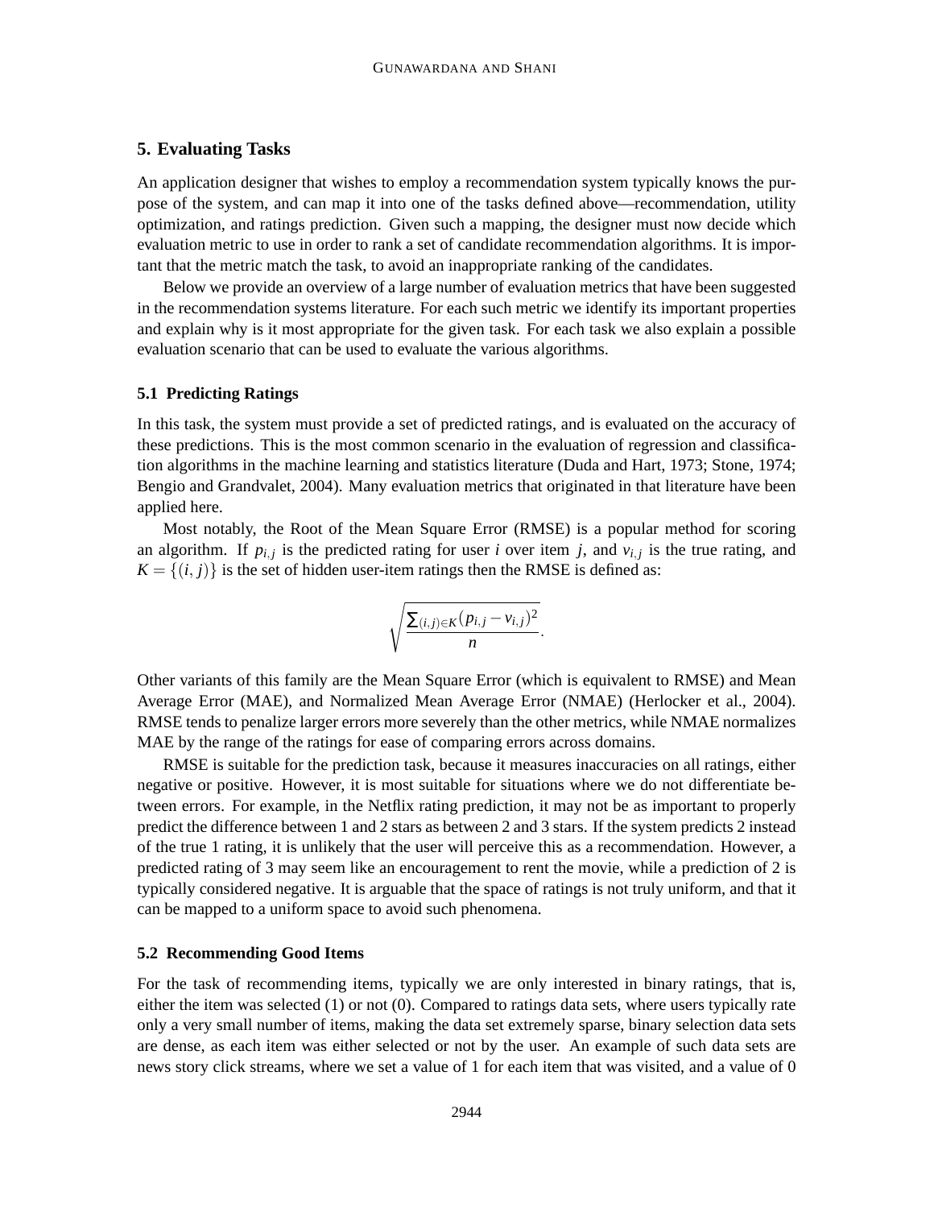## 5. Evaluating Tasks

An application designer that wishes to employ a recommendation system typically knows the purpose of the system, and can map it into one of the tasks defined above—recommendation, utility optimization, and ratings prediction. Given such a mapping, the designer must now decide which evaluation metric to use in order to rank a set of candidate recommendation algorithms. It is important that the metric match the task, to avoid an inappropriate ranking of the candidates.

Below we provide an overview of a large number of evaluation metrics that have been suggested in the recommendation systems literature. For each such metric we identify its important properties and explain why is it most appropriate for the given task. For each task we also explain a possible evaluation scenario that can be used to evaluate the various algorithms.

### 5.1 Predicting Ratings

In this task, the system must provide a set of predicted ratings, and is evaluated on the accuracy of these predictions. This is the most common scenario in the evaluation of regression and classification algorithms in the machine learning and statistics literature (Duda and Hart, 1973; Stone, 1974; Bengio and Grandvalet, 2004). Many evaluation metrics that originated in that literature have been applied here.

Most notably, the Root of the Mean Square Error (RMSE) is a popular method for scoring an algorithm. If $p_{i,j}$ is the predicted rating for user $i$ over item $j$, and $v_{i,j}$ is the true rating, and $K = \{(i, j)\}$ is the set of hidden user-item ratings then the RMSE is defined as:

$$\sqrt{\frac{\sum_{(i,j)\in K}(p_{i,j} - v_{i,j})^2}{n}}.$$

Other variants of this family are the Mean Square Error (which is equivalent to RMSE) and Mean Average Error (MAE), and Normalized Mean Average Error (NMAE) (Herlocker et al., 2004). RMSE tends to penalize larger errors more severely than the other metrics, while NMAE normalizes MAE by the range of the ratings for ease of comparing errors across domains.

RMSE is suitable for the prediction task, because it measures inaccuracies on all ratings, either negative or positive. However, it is most suitable for situations where we do not differentiate between errors. For example, in the Netflix rating prediction, it may not be as important to properly predict the difference between 1 and 2 stars as between 2 and 3 stars. If the system predicts 2 instead of the true 1 rating, it is unlikely that the user will perceive this as a recommendation. However, a predicted rating of 3 may seem like an encouragement to rent the movie, while a prediction of 2 is typically considered negative. It is arguable that the space of ratings is not truly uniform, and that it can be mapped to a uniform space to avoid such phenomena.

### 5.2 Recommending Good Items

For the task of recommending items, typically we are only interested in binary ratings, that is, either the item was selected (1) or not (0). Compared to ratings data sets, where users typically rate only a very small number of items, making the data set extremely sparse, binary selection data sets are dense, as each item was either selected or not by the user. An example of such data sets are news story click streams, where we set a value of 1 for each item that was visited, and a value of 0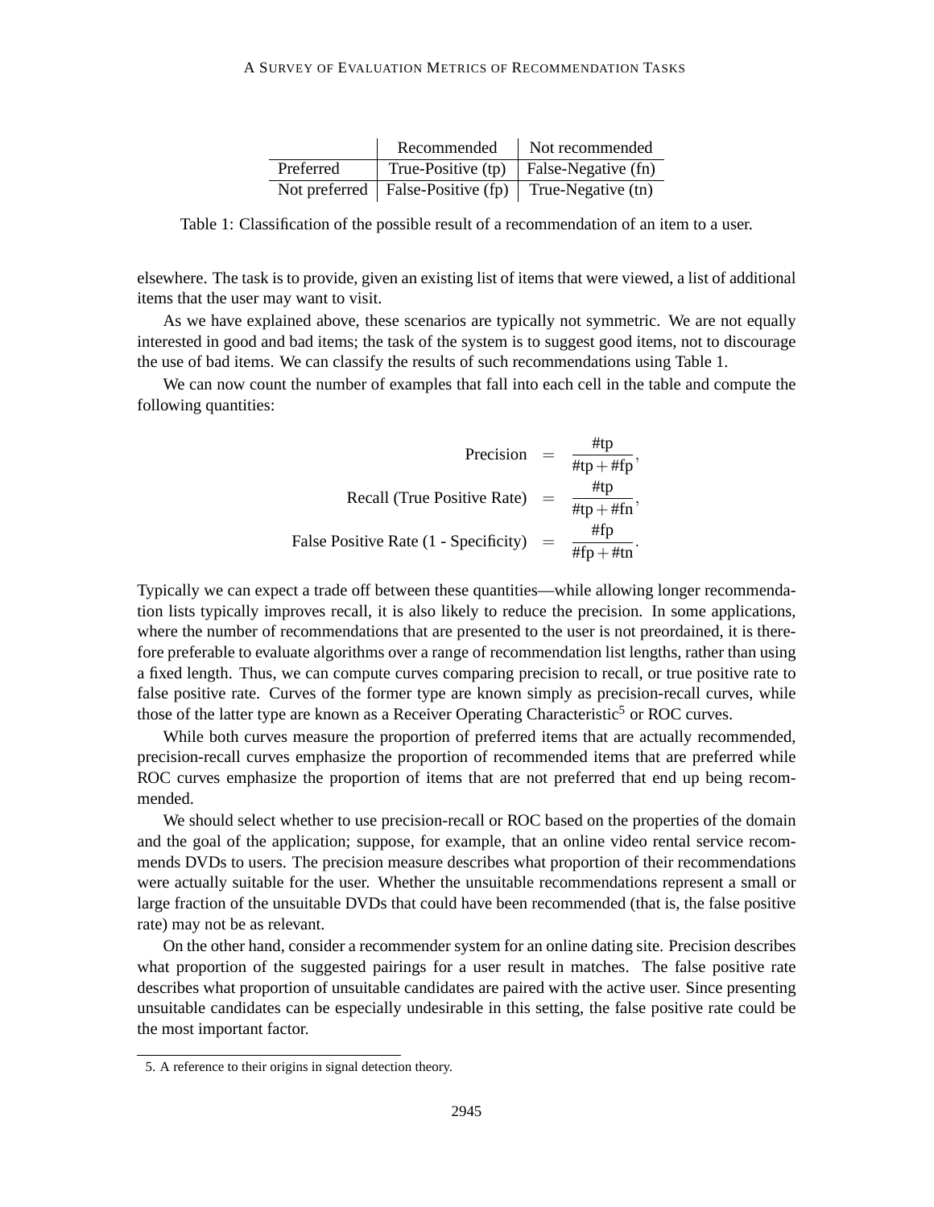| | Recommended | Not recommended |
|---|---|---|
| Preferred | True-Positive (tp) | False-Negative (fn) |
| Not preferred | False-Positive (fp) | True-Negative (tn) |

Table 1: Classification of the possible result of a recommendation of an item to a user.

elsewhere. The task is to provide, given an existing list of items that were viewed, a list of additional items that the user may want to visit.

As we have explained above, these scenarios are typically not symmetric. We are not equally interested in good and bad items; the task of the system is to suggest good items, not to discourage the use of bad items. We can classify the results of such recommendations using Table 1.

We can now count the number of examples that fall into each cell in the table and compute the following quantities:

$$
\begin{aligned}
\text{Precision} &= \frac{\#\text{tp}}{\#\text{tp} + \#\text{fp}}, \\
\text{Recall (True Positive Rate)} &= \frac{\#\text{tp}}{\#\text{tp} + \#\text{fn}}, \\
\text{False Positive Rate (1 - Specificity)} &= \frac{\#\text{fp}}{\#\text{fp} + \#\text{tn}}.
\end{aligned}
$$

Typically we can expect a trade off between these quantities—while allowing longer recommendation lists typically improves recall, it is also likely to reduce the precision. In some applications, where the number of recommendations that are presented to the user is not preordained, it is therefore preferable to evaluate algorithms over a range of recommendation list lengths, rather than using a fixed length. Thus, we can compute curves comparing precision to recall, or true positive rate to false positive rate. Curves of the former type are known simply as precision-recall curves, while those of the latter type are known as a Receiver Operating Characteristic[5] or ROC curves.

While both curves measure the proportion of preferred items that are actually recommended, precision-recall curves emphasize the proportion of recommended items that are preferred while ROC curves emphasize the proportion of items that are not preferred that end up being recommended.

We should select whether to use precision-recall or ROC based on the properties of the domain and the goal of the application; suppose, for example, that an online video rental service recommends DVDs to users. The precision measure describes what proportion of their recommendations were actually suitable for the user. Whether the unsuitable recommendations represent a small or large fraction of the unsuitable DVDs that could have been recommended (that is, the false positive rate) may not be as relevant.

On the other hand, consider a recommender system for an online dating site. Precision describes what proportion of the suggested pairings for a user result in matches. The false positive rate describes what proportion of unsuitable candidates are paired with the active user. Since presenting unsuitable candidates can be especially undesirable in this setting, the false positive rate could be the most important factor.

5. A reference to their origins in signal detection theory.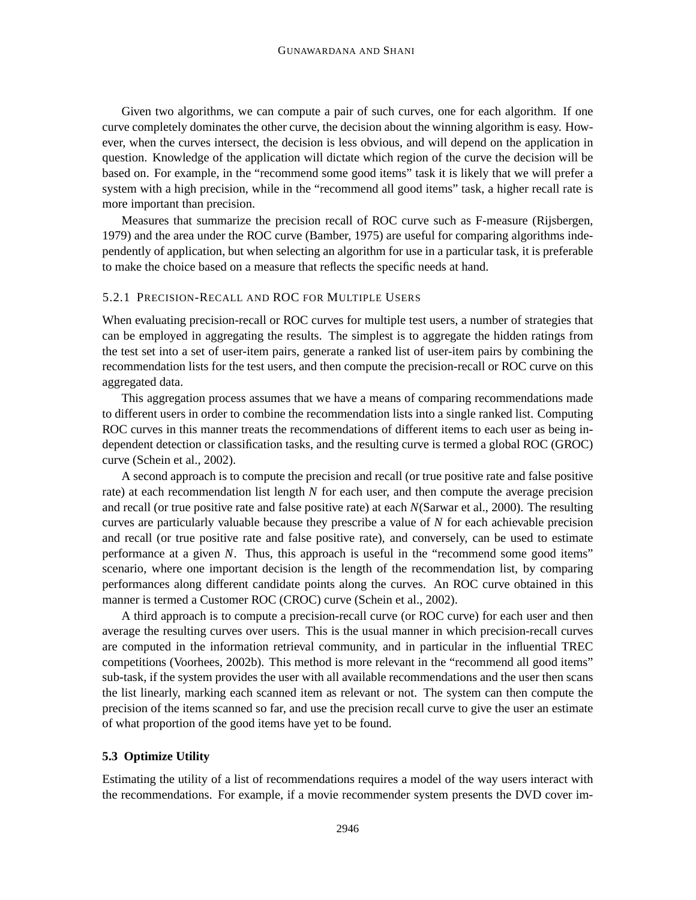Given two algorithms, we can compute a pair of such curves, one for each algorithm. If one curve completely dominates the other curve, the decision about the winning algorithm is easy. However, when the curves intersect, the decision is less obvious, and will depend on the application in question. Knowledge of the application will dictate which region of the curve the decision will be based on. For example, in the "recommend some good items" task it is likely that we will prefer a system with a high precision, while in the "recommend all good items" task, a higher recall rate is more important than precision.

Measures that summarize the precision recall of ROC curve such as F-measure (Rijsbergen, 1979) and the area under the ROC curve (Bamber, 1975) are useful for comparing algorithms independently of application, but when selecting an algorithm for use in a particular task, it is preferable to make the choice based on a measure that reflects the specific needs at hand.

#### 5.2.1 Precision-Recall and ROC for Multiple Users

When evaluating precision-recall or ROC curves for multiple test users, a number of strategies that can be employed in aggregating the results. The simplest is to aggregate the hidden ratings from the test set into a set of user-item pairs, generate a ranked list of user-item pairs by combining the recommendation lists for the test users, and then compute the precision-recall or ROC curve on this aggregated data.

This aggregation process assumes that we have a means of comparing recommendations made to different users in order to combine the recommendation lists into a single ranked list. Computing ROC curves in this manner treats the recommendations of different items to each user as being independent detection or classification tasks, and the resulting curve is termed a global ROC (GROC) curve (Schein et al., 2002).

A second approach is to compute the precision and recall (or true positive rate and false positive rate) at each recommendation list length $N$ for each user, and then compute the average precision and recall (or true positive rate and false positive rate) at each $N$(Sarwar et al., 2000). The resulting curves are particularly valuable because they prescribe a value of $N$ for each achievable precision and recall (or true positive rate and false positive rate), and conversely, can be used to estimate performance at a given $N$. Thus, this approach is useful in the "recommend some good items" scenario, where one important decision is the length of the recommendation list, by comparing performances along different candidate points along the curves. An ROC curve obtained in this manner is termed a Customer ROC (CROC) curve (Schein et al., 2002).

A third approach is to compute a precision-recall curve (or ROC curve) for each user and then average the resulting curves over users. This is the usual manner in which precision-recall curves are computed in the information retrieval community, and in particular in the influential TREC competitions (Voorhees, 2002b). This method is more relevant in the "recommend all good items" sub-task, if the system provides the user with all available recommendations and the user then scans the list linearly, marking each scanned item as relevant or not. The system can then compute the precision of the items scanned so far, and use the precision recall curve to give the user an estimate of what proportion of the good items have yet to be found.

### 5.3 Optimize Utility

Estimating the utility of a list of recommendations requires a model of the way users interact with the recommendations. For example, if a movie recommender system presents the DVD cover im-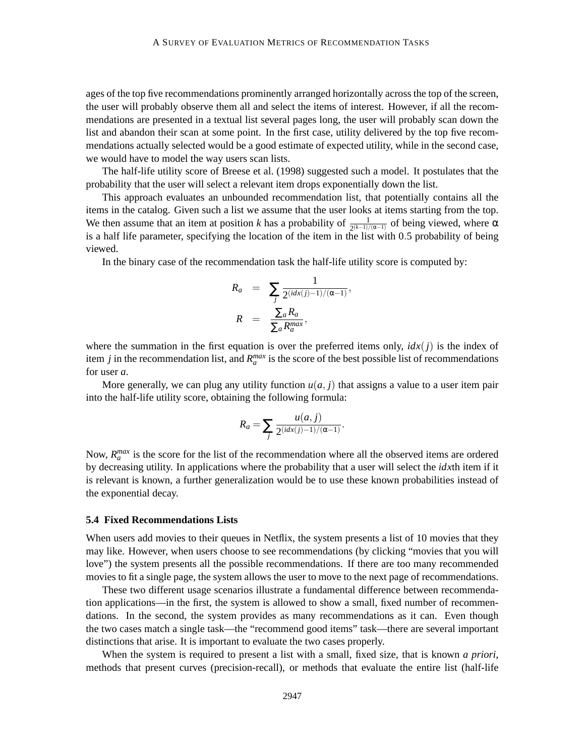ages of the top five recommendations prominently arranged horizontally across the top of the screen, the user will probably observe them all and select the items of interest. However, if all the recommendations are presented in a textual list several pages long, the user will probably scan down the list and abandon their scan at some point. In the first case, utility delivered by the top five recommendations actually selected would be a good estimate of expected utility, while in the second case, we would have to model the way users scan lists.

The half-life utility score of Breese et al. (1998) suggested such a model. It postulates that the probability that the user will select a relevant item drops exponentially down the list.

This approach evaluates an unbounded recommendation list, that potentially contains all the items in the catalog. Given such a list we assume that the user looks at items starting from the top. We then assume that an item at position $k$ has a probability of $\frac{1}{2^{(k-1)/(\alpha-1)}}$ of being viewed, where $\alpha$ is a half life parameter, specifying the location of the item in the list with 0.5 probability of being viewed.

In the binary case of the recommendation task the half-life utility score is computed by:

$$
\begin{aligned}
R_a &= \sum_j \frac{1}{2^{(idx(j)-1)/(\alpha-1)}}, \\
R &= \frac{\sum_a R_a}{\sum_a R_a^{max}},
\end{aligned}
$$

where the summation in the first equation is over the preferred items only, $idx(j)$ is the index of item $j$ in the recommendation list, and $R_a^{max}$ is the score of the best possible list of recommendations for user $a$.

More generally, we can plug any utility function $u(a, j)$ that assigns a value to a user item pair into the half-life utility score, obtaining the following formula:

$$
R_a = \sum_j \frac{u(a, j)}{2^{(idx(j)-1)/(\alpha-1)}}.
$$

Now, $R_a^{max}$ is the score for the list of the recommendation where all the observed items are ordered by decreasing utility. In applications where the probability that a user will select the *idx*th item if it is relevant is known, a further generalization would be to use these known probabilities instead of the exponential decay.

### 5.4 Fixed Recommendations Lists

When users add movies to their queues in Netflix, the system presents a list of 10 movies that they may like. However, when users choose to see recommendations (by clicking "movies that you will love") the system presents all the possible recommendations. If there are too many recommended movies to fit a single page, the system allows the user to move to the next page of recommendations.

These two different usage scenarios illustrate a fundamental difference between recommendation applications—in the first, the system is allowed to show a small, fixed number of recommendations. In the second, the system provides as many recommendations as it can. Even though the two cases match a single task—the "recommend good items" task—there are several important distinctions that arise. It is important to evaluate the two cases properly.

When the system is required to present a list with a small, fixed size, that is known *a priori*, methods that present curves (precision-recall), or methods that evaluate the entire list (half-life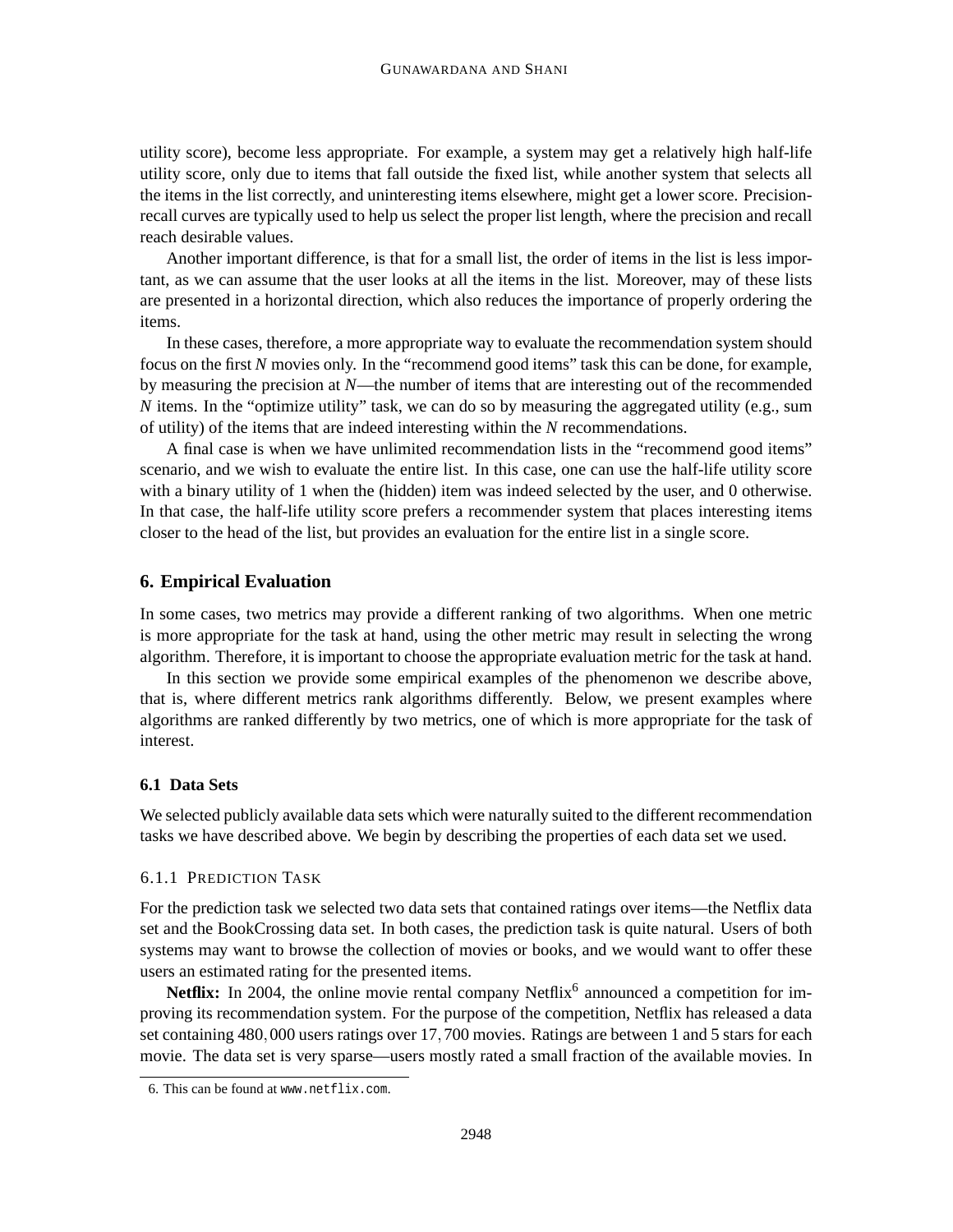utility score), become less appropriate. For example, a system may get a relatively high half-life utility score, only due to items that fall outside the fixed list, while another system that selects all the items in the list correctly, and uninteresting items elsewhere, might get a lower score. Precision-recall curves are typically used to help us select the proper list length, where the precision and recall reach desirable values.

Another important difference, is that for a small list, the order of items in the list is less important, as we can assume that the user looks at all the items in the list. Moreover, may of these lists are presented in a horizontal direction, which also reduces the importance of properly ordering the items.

In these cases, therefore, a more appropriate way to evaluate the recommendation system should focus on the first *N* movies only. In the "recommend good items" task this can be done, for example, by measuring the precision at *N*—the number of items that are interesting out of the recommended *N* items. In the "optimize utility" task, we can do so by measuring the aggregated utility (e.g., sum of utility) of the items that are indeed interesting within the *N* recommendations.

A final case is when we have unlimited recommendation lists in the "recommend good items" scenario, and we wish to evaluate the entire list. In this case, one can use the half-life utility score with a binary utility of 1 when the (hidden) item was indeed selected by the user, and 0 otherwise. In that case, the half-life utility score prefers a recommender system that places interesting items closer to the head of the list, but provides an evaluation for the entire list in a single score.

## 6. Empirical Evaluation

In some cases, two metrics may provide a different ranking of two algorithms. When one metric is more appropriate for the task at hand, using the other metric may result in selecting the wrong algorithm. Therefore, it is important to choose the appropriate evaluation metric for the task at hand.

In this section we provide some empirical examples of the phenomenon we describe above, that is, where different metrics rank algorithms differently. Below, we present examples where algorithms are ranked differently by two metrics, one of which is more appropriate for the task of interest.

### 6.1 Data Sets

We selected publicly available data sets which were naturally suited to the different recommendation tasks we have described above. We begin by describing the properties of each data set we used.

#### 6.1.1 Prediction Task

For the prediction task we selected two data sets that contained ratings over items—the Netflix data set and the BookCrossing data set. In both cases, the prediction task is quite natural. Users of both systems may want to browse the collection of movies or books, and we would want to offer these users an estimated rating for the presented items.

**Netflix:** In 2004, the online movie rental company Netflix[6] announced a competition for improving its recommendation system. For the purpose of the competition, Netflix has released a data set containing 480,000 users ratings over 17,700 movies. Ratings are between 1 and 5 stars for each movie. The data set is very sparse—users mostly rated a small fraction of the available movies. In

6. This can be found at www.netflix.com.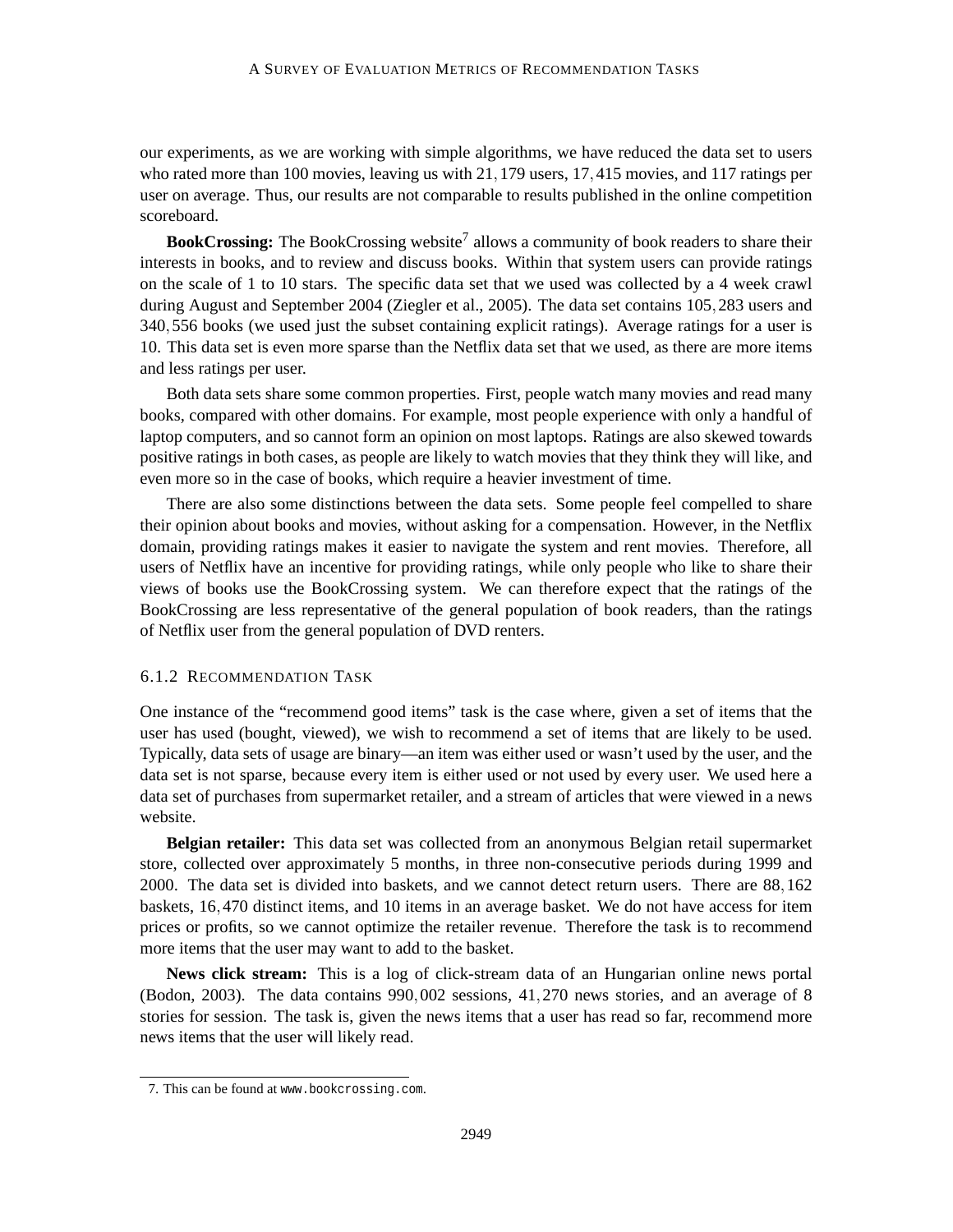our experiments, as we are working with simple algorithms, we have reduced the data set to users who rated more than 100 movies, leaving us with 21,179 users, 17,415 movies, and 117 ratings per user on average. Thus, our results are not comparable to results published in the online competition scoreboard.

**BookCrossing:** The BookCrossing website[7] allows a community of book readers to share their interests in books, and to review and discuss books. Within that system users can provide ratings on the scale of 1 to 10 stars. The specific data set that we used was collected by a 4 week crawl during August and September 2004 (Ziegler et al., 2005). The data set contains 105,283 users and 340,556 books (we used just the subset containing explicit ratings). Average ratings for a user is 10. This data set is even more sparse than the Netflix data set that we used, as there are more items and less ratings per user.

Both data sets share some common properties. First, people watch many movies and read many books, compared with other domains. For example, most people experience with only a handful of laptop computers, and so cannot form an opinion on most laptops. Ratings are also skewed towards positive ratings in both cases, as people are likely to watch movies that they think they will like, and even more so in the case of books, which require a heavier investment of time.

There are also some distinctions between the data sets. Some people feel compelled to share their opinion about books and movies, without asking for a compensation. However, in the Netflix domain, providing ratings makes it easier to navigate the system and rent movies. Therefore, all users of Netflix have an incentive for providing ratings, while only people who like to share their views of books use the BookCrossing system. We can therefore expect that the ratings of the BookCrossing are less representative of the general population of book readers, than the ratings of Netflix user from the general population of DVD renters.

### 6.1.2 Recommendation Task

One instance of the "recommend good items" task is the case where, given a set of items that the user has used (bought, viewed), we wish to recommend a set of items that are likely to be used. Typically, data sets of usage are binary—an item was either used or wasn't used by the user, and the data set is not sparse, because every item is either used or not used by every user. We used here a data set of purchases from supermarket retailer, and a stream of articles that were viewed in a news website.

**Belgian retailer:** This data set was collected from an anonymous Belgian retail supermarket store, collected over approximately 5 months, in three non-consecutive periods during 1999 and 2000. The data set is divided into baskets, and we cannot detect return users. There are 88,162 baskets, 16,470 distinct items, and 10 items in an average basket. We do not have access for item prices or profits, so we cannot optimize the retailer revenue. Therefore the task is to recommend more items that the user may want to add to the basket.

**News click stream:** This is a log of click-stream data of an Hungarian online news portal (Bodon, 2003). The data contains 990,002 sessions, 41,270 news stories, and an average of 8 stories for session. The task is, given the news items that a user has read so far, recommend more news items that the user will likely read.

7. This can be found at www.bookcrossing.com.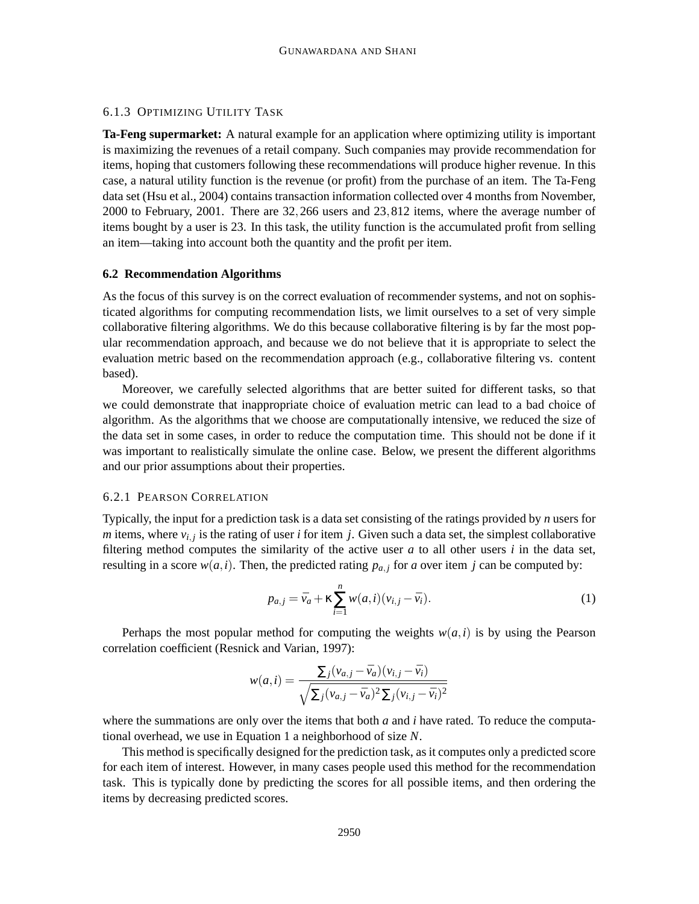### 6.1.3 Optimizing Utility Task

**Ta-Feng supermarket:** A natural example for an application where optimizing utility is important is maximizing the revenues of a retail company. Such companies may provide recommendation for items, hoping that customers following these recommendations will produce higher revenue. In this case, a natural utility function is the revenue (or profit) from the purchase of an item. The Ta-Feng data set (Hsu et al., 2004) contains transaction information collected over 4 months from November, 2000 to February, 2001. There are 32,266 users and 23,812 items, where the average number of items bought by a user is 23. In this task, the utility function is the accumulated profit from selling an item—taking into account both the quantity and the profit per item.

## 6.2 Recommendation Algorithms

As the focus of this survey is on the correct evaluation of recommender systems, and not on sophisticated algorithms for computing recommendation lists, we limit ourselves to a set of very simple collaborative filtering algorithms. We do this because collaborative filtering is by far the most popular recommendation approach, and because we do not believe that it is appropriate to select the evaluation metric based on the recommendation approach (e.g., collaborative filtering vs. content based).

Moreover, we carefully selected algorithms that are better suited for different tasks, so that we could demonstrate that inappropriate choice of evaluation metric can lead to a bad choice of algorithm. As the algorithms that we choose are computationally intensive, we reduced the size of the data set in some cases, in order to reduce the computation time. This should not be done if it was important to realistically simulate the online case. Below, we present the different algorithms and our prior assumptions about their properties.

### 6.2.1 Pearson Correlation

Typically, the input for a prediction task is a data set consisting of the ratings provided by $n$ users for $m$ items, where $v_{i,j}$ is the rating of user $i$ for item $j$. Given such a data set, the simplest collaborative filtering method computes the similarity of the active user $a$ to all other users $i$ in the data set, resulting in a score $w(a,i)$. Then, the predicted rating $p_{a,j}$ for $a$ over item $j$ can be computed by:

$$p_{a,j} = \bar{v}_a + \kappa \sum_{i=1}^{n} w(a,i)(v_{i,j} - \bar{v}_i). \tag{1}$$

Perhaps the most popular method for computing the weights $w(a,i)$ is by using the Pearson correlation coefficient (Resnick and Varian, 1997):

$$w(a,i) = \frac{\sum_j (v_{a,j} - \bar{v}_a)(v_{i,j} - \bar{v}_i)}{\sqrt{\sum_j (v_{a,j} - \bar{v}_a)^2 \sum_j (v_{i,j} - \bar{v}_i)^2}}$$

where the summations are only over the items that both $a$ and $i$ have rated. To reduce the computational overhead, we use in Equation 1 a neighborhood of size $N$.

This method is specifically designed for the prediction task, as it computes only a predicted score for each item of interest. However, in many cases people used this method for the recommendation task. This is typically done by predicting the scores for all possible items, and then ordering the items by decreasing predicted scores.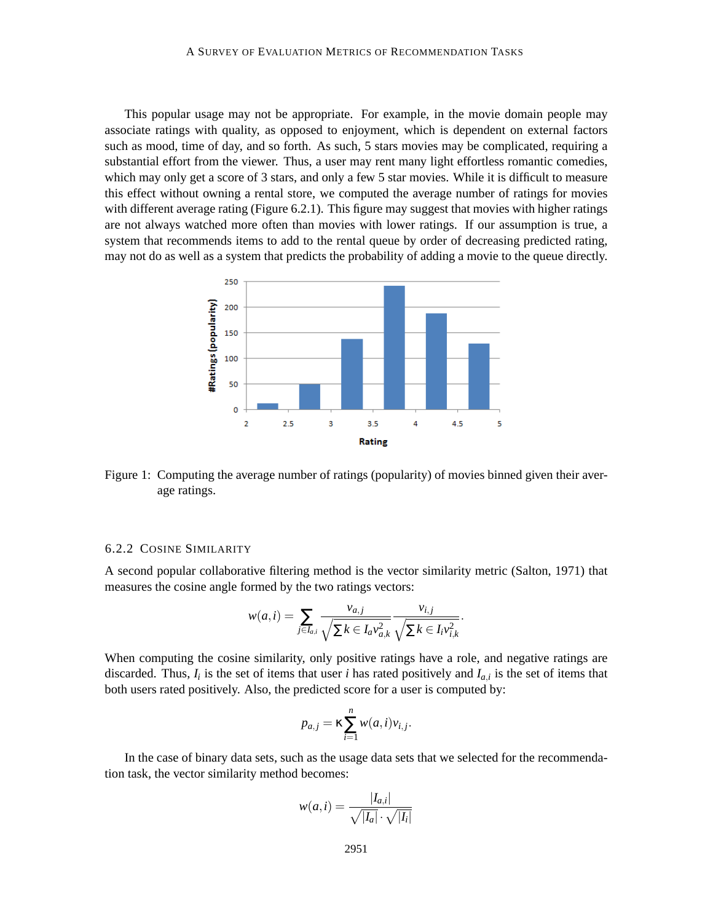This popular usage may not be appropriate. For example, in the movie domain people may associate ratings with quality, as opposed to enjoyment, which is dependent on external factors such as mood, time of day, and so forth. As such, 5 stars movies may be complicated, requiring a substantial effort from the viewer. Thus, a user may rent many light effortless romantic comedies, which may only get a score of 3 stars, and only a few 5 star movies. While it is difficult to measure this effect without owning a rental store, we computed the average number of ratings for movies with different average rating (Figure 6.2.1). This figure may suggest that movies with higher ratings are not always watched more often than movies with lower ratings. If our assumption is true, a system that recommends items to add to the rental queue by order of decreasing predicted rating, may not do as well as a system that predicts the probability of adding a movie to the queue directly.

Figure 1: Computing the average number of ratings (popularity) of movies binned given their average ratings.

### 6.2.2 Cosine Similarity

A second popular collaborative filtering method is the vector similarity metric (Salton, 1971) that measures the cosine angle formed by the two ratings vectors:

$$w(a,i) = \sum_{j \in I_{a,i}} \frac{v_{a,j}}{\sqrt{\sum k \in I_a v_{a,k}^2}} \frac{v_{i,j}}{\sqrt{\sum k \in I_i v_{i,k}^2}}.$$

When computing the cosine similarity, only positive ratings have a role, and negative ratings are discarded. Thus, $I_i$ is the set of items that user $i$ has rated positively and $I_{a,i}$ is the set of items that both users rated positively. Also, the predicted score for a user is computed by:

$$p_{a,j} = \kappa \sum_{i=1}^{n} w(a,i) v_{i,j}.$$

In the case of binary data sets, such as the usage data sets that we selected for the recommendation task, the vector similarity method becomes:

$$w(a,i) = \frac{|I_{a,i}|}{\sqrt{|I_a|} \cdot \sqrt{|I_i|}}$$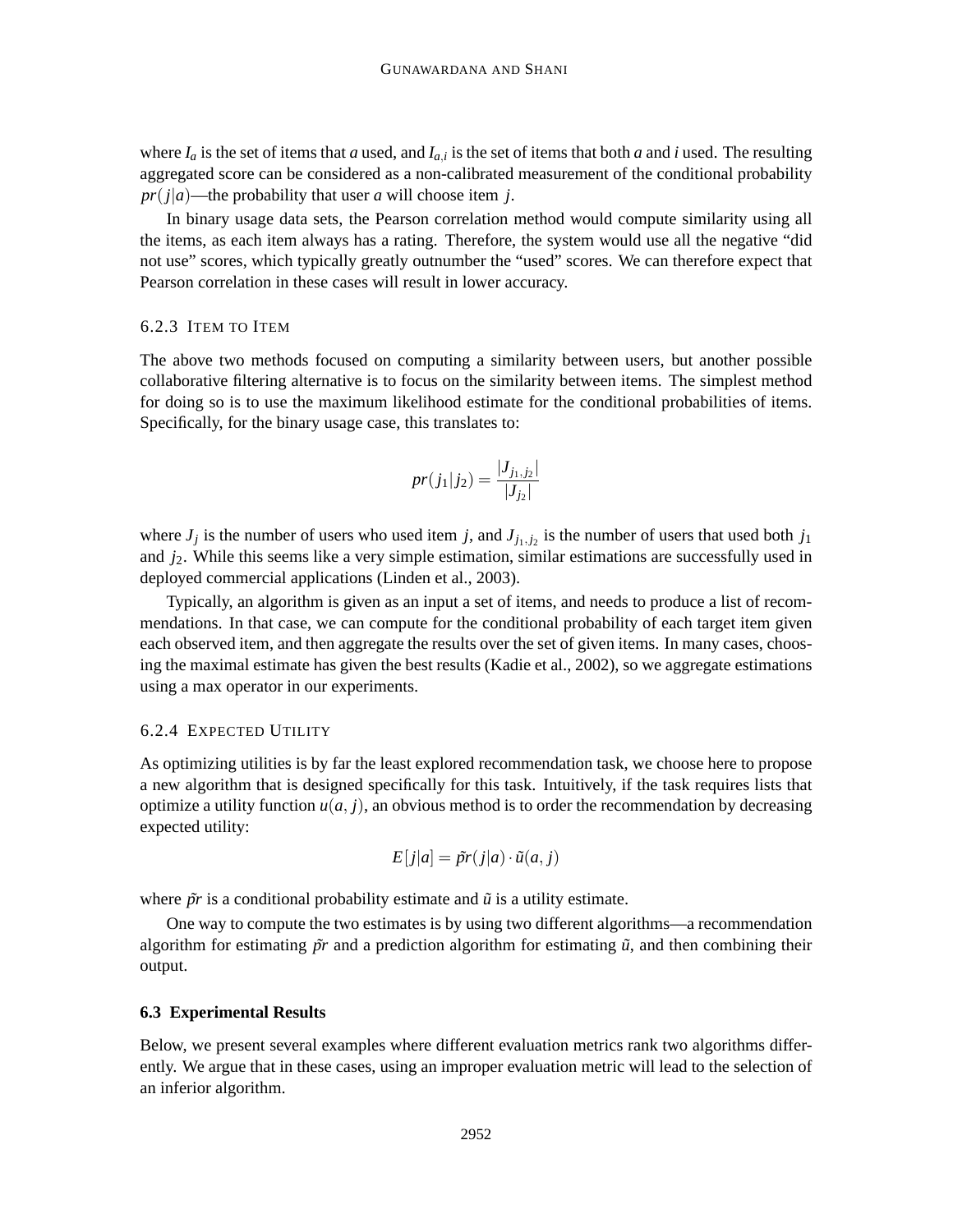where $I_a$ is the set of items that $a$ used, and $I_{a,i}$ is the set of items that both $a$ and $i$ used. The resulting aggregated score can be considered as a non-calibrated measurement of the conditional probability $pr(j|a)$—the probability that user $a$ will choose item $j$.

In binary usage data sets, the Pearson correlation method would compute similarity using all the items, as each item always has a rating. Therefore, the system would use all the negative "did not use" scores, which typically greatly outnumber the "used" scores. We can therefore expect that Pearson correlation in these cases will result in lower accuracy.

### 6.2.3 Item to Item

The above two methods focused on computing a similarity between users, but another possible collaborative filtering alternative is to focus on the similarity between items. The simplest method for doing so is to use the maximum likelihood estimate for the conditional probabilities of items. Specifically, for the binary usage case, this translates to:

$$pr(j_1|j_2) = \frac{|J_{j_1,j_2}|}{|J_{j_2}|}$$

where $J_j$ is the number of users who used item $j$, and $J_{j_1,j_2}$ is the number of users that used both $j_1$ and $j_2$. While this seems like a very simple estimation, similar estimations are successfully used in deployed commercial applications (Linden et al., 2003).

Typically, an algorithm is given as an input a set of items, and needs to produce a list of recommendations. In that case, we can compute for the conditional probability of each target item given each observed item, and then aggregate the results over the set of given items. In many cases, choosing the maximal estimate has given the best results (Kadie et al., 2002), so we aggregate estimations using a max operator in our experiments.

### 6.2.4 Expected Utility

As optimizing utilities is by far the least explored recommendation task, we choose here to propose a new algorithm that is designed specifically for this task. Intuitively, if the task requires lists that optimize a utility function $u(a, j)$, an obvious method is to order the recommendation by decreasing expected utility:

$$E[j|a] = \tilde{pr}(j|a) \cdot \tilde{u}(a, j)$$

where $\tilde{pr}$ is a conditional probability estimate and $\tilde{u}$ is a utility estimate.

One way to compute the two estimates is by using two different algorithms—a recommendation algorithm for estimating $\tilde{pr}$ and a prediction algorithm for estimating $\tilde{u}$, and then combining their output.

## 6.3 Experimental Results

Below, we present several examples where different evaluation metrics rank two algorithms differently. We argue that in these cases, using an improper evaluation metric will lead to the selection of an inferior algorithm.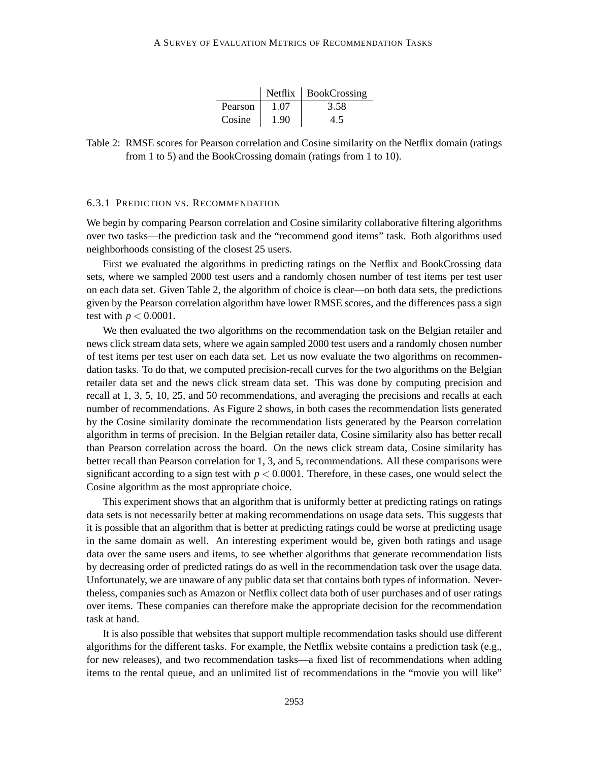| | Netflix | BookCrossing |
|---|---|---|
| Pearson | 1.07 | 3.58 |
| Cosine | 1.90 | 4.5 |

Table 2: RMSE scores for Pearson correlation and Cosine similarity on the Netflix domain (ratings from 1 to 5) and the BookCrossing domain (ratings from 1 to 10).

#### 6.3.1 Prediction vs. Recommendation

We begin by comparing Pearson correlation and Cosine similarity collaborative filtering algorithms over two tasks—the prediction task and the "recommend good items" task. Both algorithms used neighborhoods consisting of the closest 25 users.

First we evaluated the algorithms in predicting ratings on the Netflix and BookCrossing data sets, where we sampled 2000 test users and a randomly chosen number of test items per test user on each data set. Given Table 2, the algorithm of choice is clear—on both data sets, the predictions given by the Pearson correlation algorithm have lower RMSE scores, and the differences pass a sign test with $p < 0.0001$.

We then evaluated the two algorithms on the recommendation task on the Belgian retailer and news click stream data sets, where we again sampled 2000 test users and a randomly chosen number of test items per test user on each data set. Let us now evaluate the two algorithms on recommendation tasks. To do that, we computed precision-recall curves for the two algorithms on the Belgian retailer data set and the news click stream data set. This was done by computing precision and recall at 1, 3, 5, 10, 25, and 50 recommendations, and averaging the precisions and recalls at each number of recommendations. As Figure 2 shows, in both cases the recommendation lists generated by the Cosine similarity dominate the recommendation lists generated by the Pearson correlation algorithm in terms of precision. In the Belgian retailer data, Cosine similarity also has better recall than Pearson correlation across the board. On the news click stream data, Cosine similarity has better recall than Pearson correlation for 1, 3, and 5, recommendations. All these comparisons were significant according to a sign test with $p < 0.0001$. Therefore, in these cases, one would select the Cosine algorithm as the most appropriate choice.

This experiment shows that an algorithm that is uniformly better at predicting ratings on ratings data sets is not necessarily better at making recommendations on usage data sets. This suggests that it is possible that an algorithm that is better at predicting ratings could be worse at predicting usage in the same domain as well. An interesting experiment would be, given both ratings and usage data over the same users and items, to see whether algorithms that generate recommendation lists by decreasing order of predicted ratings do as well in the recommendation task over the usage data. Unfortunately, we are unaware of any public data set that contains both types of information. Nevertheless, companies such as Amazon or Netflix collect data both of user purchases and of user ratings over items. These companies can therefore make the appropriate decision for the recommendation task at hand.

It is also possible that websites that support multiple recommendation tasks should use different algorithms for the different tasks. For example, the Netflix website contains a prediction task (e.g., for new releases), and two recommendation tasks—a fixed list of recommendations when adding items to the rental queue, and an unlimited list of recommendations in the "movie you will like"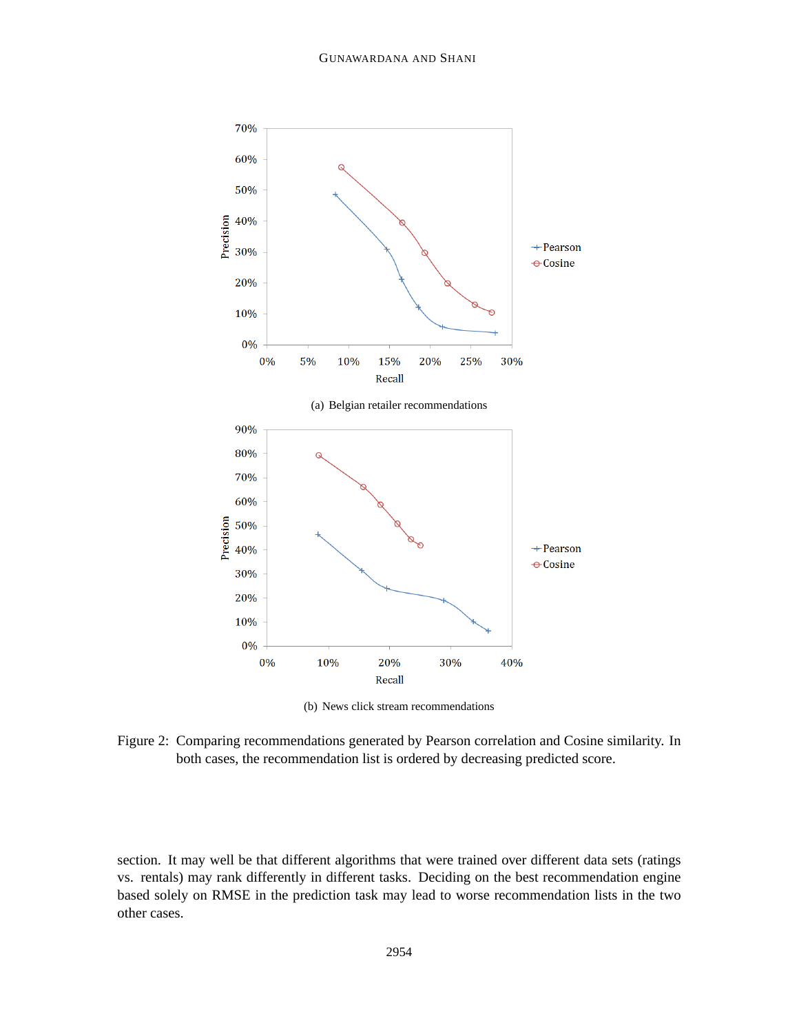(a) Belgian retailer recommendations

(b) News click stream recommendations

Figure 2: Comparing recommendations generated by Pearson correlation and Cosine similarity. In both cases, the recommendation list is ordered by decreasing predicted score.

section. It may well be that different algorithms that were trained over different data sets (ratings vs. rentals) may rank differently in different tasks. Deciding on the best recommendation engine based solely on RMSE in the prediction task may lead to worse recommendation lists in the two other cases.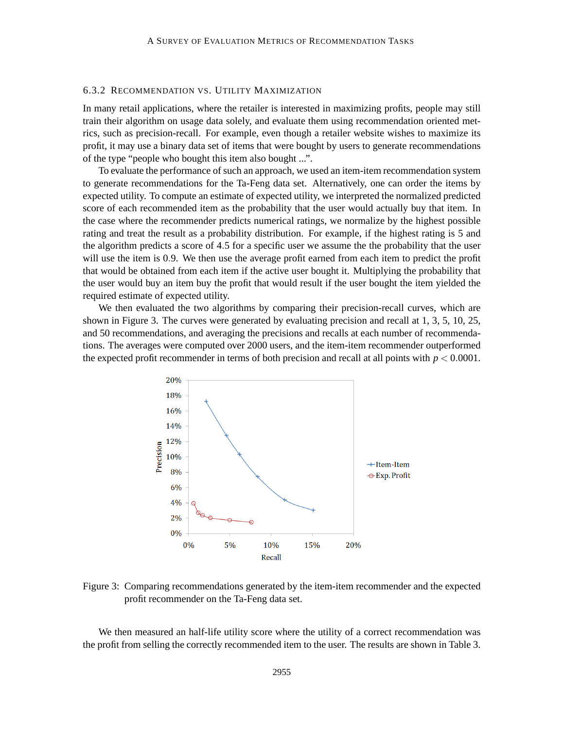### 6.3.2 Recommendation vs. Utility Maximization

In many retail applications, where the retailer is interested in maximizing profits, people may still train their algorithm on usage data solely, and evaluate them using recommendation oriented metrics, such as precision-recall. For example, even though a retailer website wishes to maximize its profit, it may use a binary data set of items that were bought by users to generate recommendations of the type "people who bought this item also bought ...".

To evaluate the performance of such an approach, we used an item-item recommendation system to generate recommendations for the Ta-Feng data set. Alternatively, one can order the items by expected utility. To compute an estimate of expected utility, we interpreted the normalized predicted score of each recommended item as the probability that the user would actually buy that item. In the case where the recommender predicts numerical ratings, we normalize by the highest possible rating and treat the result as a probability distribution. For example, if the highest rating is 5 and the algorithm predicts a score of 4.5 for a specific user we assume the the probability that the user will use the item is 0.9. We then use the average profit earned from each item to predict the profit that would be obtained from each item if the active user bought it. Multiplying the probability that the user would buy an item buy the profit that would result if the user bought the item yielded the required estimate of expected utility.

We then evaluated the two algorithms by comparing their precision-recall curves, which are shown in Figure 3. The curves were generated by evaluating precision and recall at 1, 3, 5, 10, 25, and 50 recommendations, and averaging the precisions and recalls at each number of recommendations. The averages were computed over 2000 users, and the item-item recommender outperformed the expected profit recommender in terms of both precision and recall at all points with $p < 0.0001$.

Figure 3: Comparing recommendations generated by the item-item recommender and the expected profit recommender on the Ta-Feng data set.

We then measured an half-life utility score where the utility of a correct recommendation was the profit from selling the correctly recommended item to the user. The results are shown in Table 3.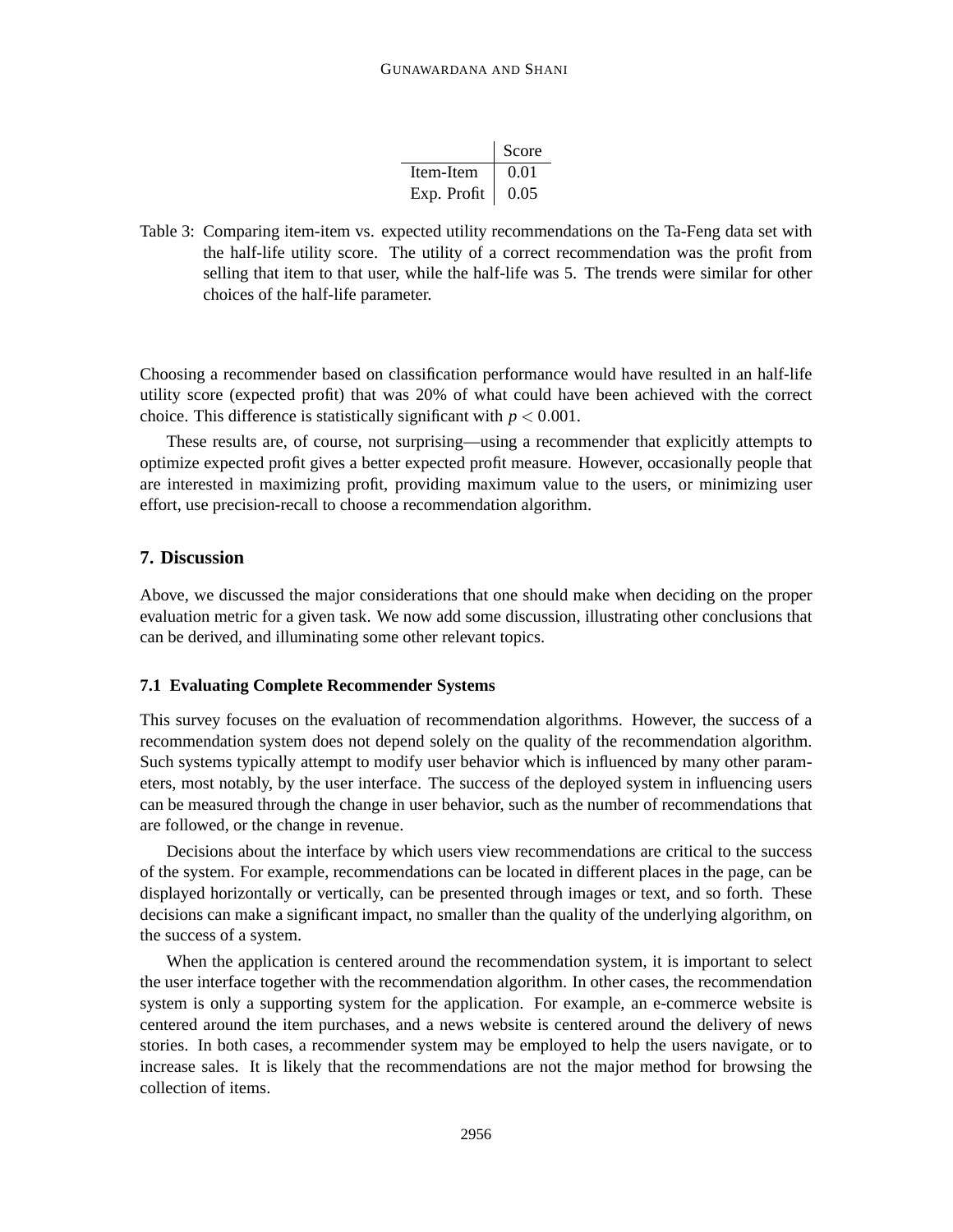| | Score |
|---|---|
| Item-Item | 0.01 |
| Exp. Profit | 0.05 |

Table 3: Comparing item-item vs. expected utility recommendations on the Ta-Feng data set with the half-life utility score. The utility of a correct recommendation was the profit from selling that item to that user, while the half-life was 5. The trends were similar for other choices of the half-life parameter.

Choosing a recommender based on classification performance would have resulted in an half-life utility score (expected profit) that was 20% of what could have been achieved with the correct choice. This difference is statistically significant with $p < 0.001$.

These results are, of course, not surprising—using a recommender that explicitly attempts to optimize expected profit gives a better expected profit measure. However, occasionally people that are interested in maximizing profit, providing maximum value to the users, or minimizing user effort, use precision-recall to choose a recommendation algorithm.

## 7. Discussion

Above, we discussed the major considerations that one should make when deciding on the proper evaluation metric for a given task. We now add some discussion, illustrating other conclusions that can be derived, and illuminating some other relevant topics.

### 7.1 Evaluating Complete Recommender Systems

This survey focuses on the evaluation of recommendation algorithms. However, the success of a recommendation system does not depend solely on the quality of the recommendation algorithm. Such systems typically attempt to modify user behavior which is influenced by many other parameters, most notably, by the user interface. The success of the deployed system in influencing users can be measured through the change in user behavior, such as the number of recommendations that are followed, or the change in revenue.

Decisions about the interface by which users view recommendations are critical to the success of the system. For example, recommendations can be located in different places in the page, can be displayed horizontally or vertically, can be presented through images or text, and so forth. These decisions can make a significant impact, no smaller than the quality of the underlying algorithm, on the success of a system.

When the application is centered around the recommendation system, it is important to select the user interface together with the recommendation algorithm. In other cases, the recommendation system is only a supporting system for the application. For example, an e-commerce website is centered around the item purchases, and a news website is centered around the delivery of news stories. In both cases, a recommender system may be employed to help the users navigate, or to increase sales. It is likely that the recommendations are not the major method for browsing the collection of items.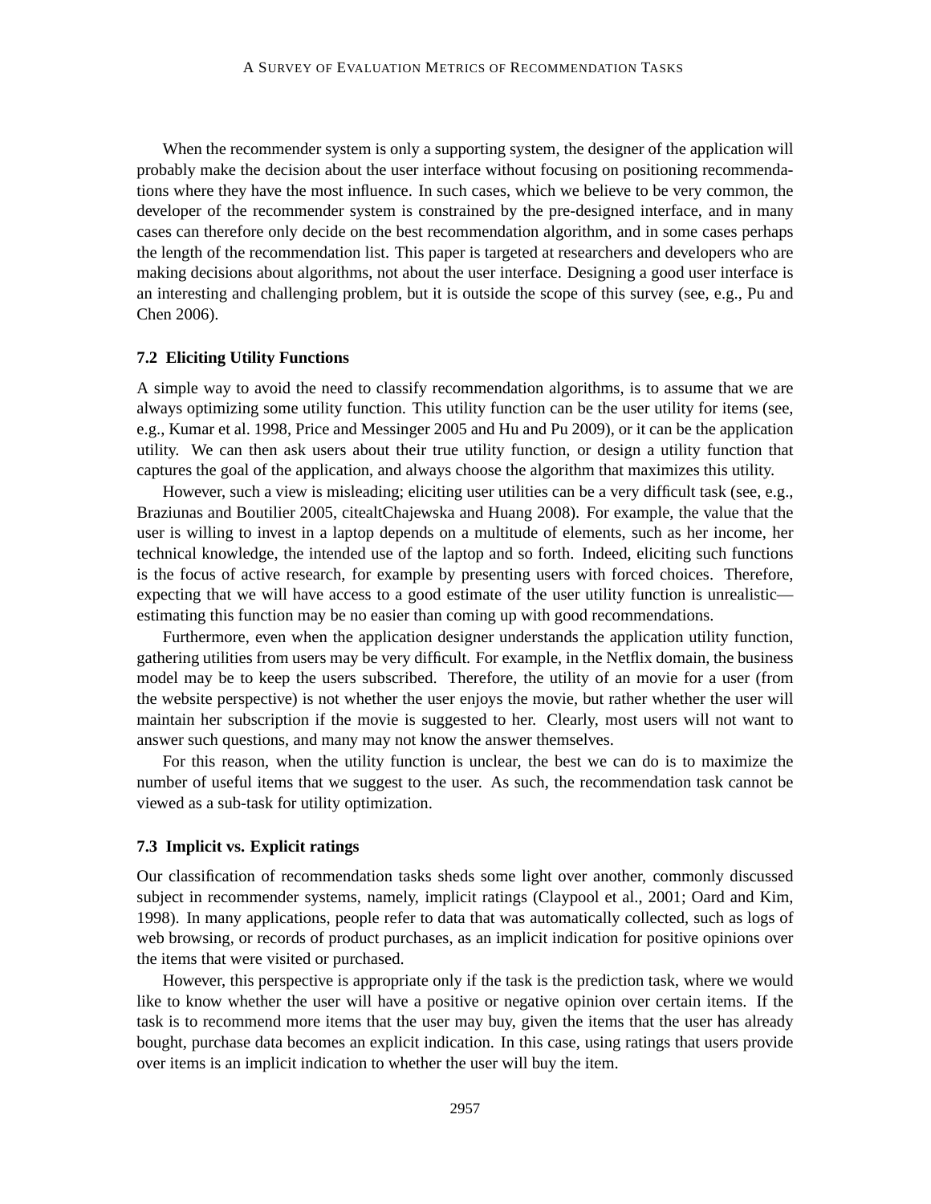When the recommender system is only a supporting system, the designer of the application will probably make the decision about the user interface without focusing on positioning recommendations where they have the most influence. In such cases, which we believe to be very common, the developer of the recommender system is constrained by the pre-designed interface, and in many cases can therefore only decide on the best recommendation algorithm, and in some cases perhaps the length of the recommendation list. This paper is targeted at researchers and developers who are making decisions about algorithms, not about the user interface. Designing a good user interface is an interesting and challenging problem, but it is outside the scope of this survey (see, e.g., Pu and Chen 2006).

### 7.2 Eliciting Utility Functions

A simple way to avoid the need to classify recommendation algorithms, is to assume that we are always optimizing some utility function. This utility function can be the user utility for items (see, e.g., Kumar et al. 1998, Price and Messinger 2005 and Hu and Pu 2009), or it can be the application utility. We can then ask users about their true utility function, or design a utility function that captures the goal of the application, and always choose the algorithm that maximizes this utility.

However, such a view is misleading; eliciting user utilities can be a very difficult task (see, e.g., Braziunas and Boutilier 2005, citealtChajewska and Huang 2008). For example, the value that the user is willing to invest in a laptop depends on a multitude of elements, such as her income, her technical knowledge, the intended use of the laptop and so forth. Indeed, eliciting such functions is the focus of active research, for example by presenting users with forced choices. Therefore, expecting that we will have access to a good estimate of the user utility function is unrealistic—estimating this function may be no easier than coming up with good recommendations.

Furthermore, even when the application designer understands the application utility function, gathering utilities from users may be very difficult. For example, in the Netflix domain, the business model may be to keep the users subscribed. Therefore, the utility of an movie for a user (from the website perspective) is not whether the user enjoys the movie, but rather whether the user will maintain her subscription if the movie is suggested to her. Clearly, most users will not want to answer such questions, and many may not know the answer themselves.

For this reason, when the utility function is unclear, the best we can do is to maximize the number of useful items that we suggest to the user. As such, the recommendation task cannot be viewed as a sub-task for utility optimization.

### 7.3 Implicit vs. Explicit ratings

Our classification of recommendation tasks sheds some light over another, commonly discussed subject in recommender systems, namely, implicit ratings (Claypool et al., 2001; Oard and Kim, 1998). In many applications, people refer to data that was automatically collected, such as logs of web browsing, or records of product purchases, as an implicit indication for positive opinions over the items that were visited or purchased.

However, this perspective is appropriate only if the task is the prediction task, where we would like to know whether the user will have a positive or negative opinion over certain items. If the task is to recommend more items that the user may buy, given the items that the user has already bought, purchase data becomes an explicit indication. In this case, using ratings that users provide over items is an implicit indication to whether the user will buy the item.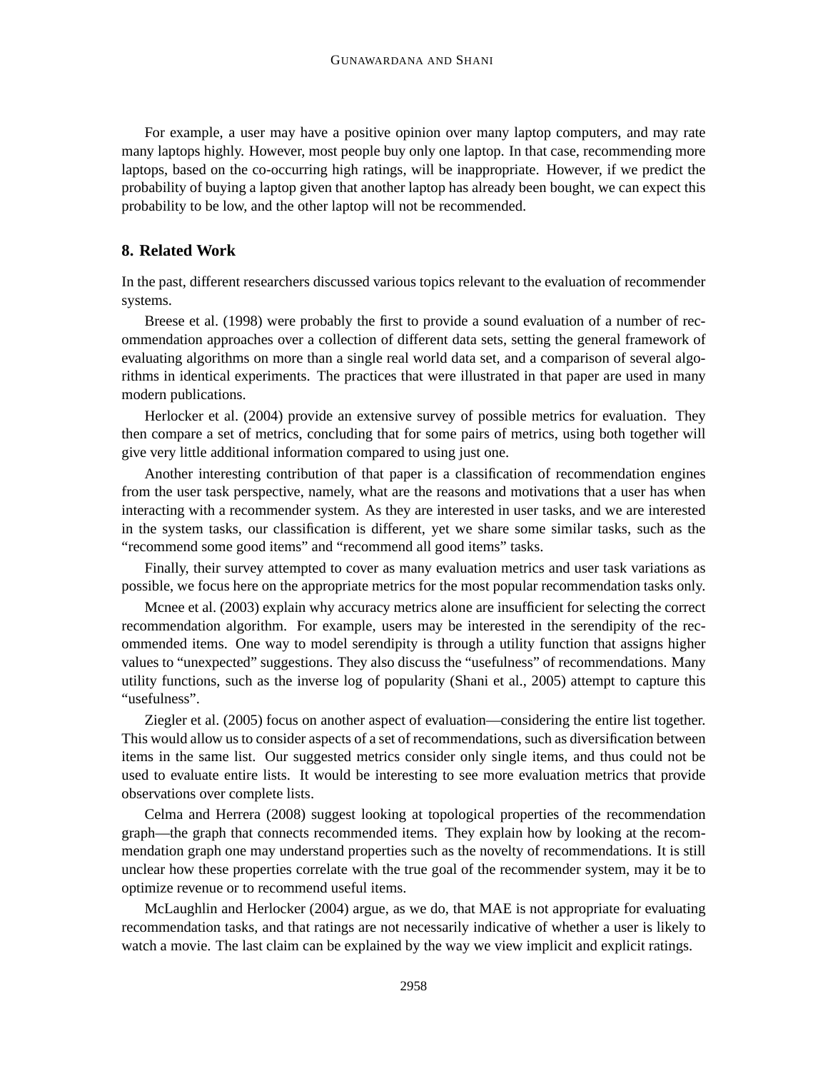For example, a user may have a positive opinion over many laptop computers, and may rate many laptops highly. However, most people buy only one laptop. In that case, recommending more laptops, based on the co-occurring high ratings, will be inappropriate. However, if we predict the probability of buying a laptop given that another laptop has already been bought, we can expect this probability to be low, and the other laptop will not be recommended.

## 8. Related Work

In the past, different researchers discussed various topics relevant to the evaluation of recommender systems.

Breese et al. (1998) were probably the first to provide a sound evaluation of a number of recommendation approaches over a collection of different data sets, setting the general framework of evaluating algorithms on more than a single real world data set, and a comparison of several algorithms in identical experiments. The practices that were illustrated in that paper are used in many modern publications.

Herlocker et al. (2004) provide an extensive survey of possible metrics for evaluation. They then compare a set of metrics, concluding that for some pairs of metrics, using both together will give very little additional information compared to using just one.

Another interesting contribution of that paper is a classification of recommendation engines from the user task perspective, namely, what are the reasons and motivations that a user has when interacting with a recommender system. As they are interested in user tasks, and we are interested in the system tasks, our classification is different, yet we share some similar tasks, such as the "recommend some good items" and "recommend all good items" tasks.

Finally, their survey attempted to cover as many evaluation metrics and user task variations as possible, we focus here on the appropriate metrics for the most popular recommendation tasks only.

Mcnee et al. (2003) explain why accuracy metrics alone are insufficient for selecting the correct recommendation algorithm. For example, users may be interested in the serendipity of the recommended items. One way to model serendipity is through a utility function that assigns higher values to "unexpected" suggestions. They also discuss the "usefulness" of recommendations. Many utility functions, such as the inverse log of popularity (Shani et al., 2005) attempt to capture this "usefulness".

Ziegler et al. (2005) focus on another aspect of evaluation—considering the entire list together. This would allow us to consider aspects of a set of recommendations, such as diversification between items in the same list. Our suggested metrics consider only single items, and thus could not be used to evaluate entire lists. It would be interesting to see more evaluation metrics that provide observations over complete lists.

Celma and Herrera (2008) suggest looking at topological properties of the recommendation graph—the graph that connects recommended items. They explain how by looking at the recommendation graph one may understand properties such as the novelty of recommendations. It is still unclear how these properties correlate with the true goal of the recommender system, may it be to optimize revenue or to recommend useful items.

McLaughlin and Herlocker (2004) argue, as we do, that MAE is not appropriate for evaluating recommendation tasks, and that ratings are not necessarily indicative of whether a user is likely to watch a movie. The last claim can be explained by the way we view implicit and explicit ratings.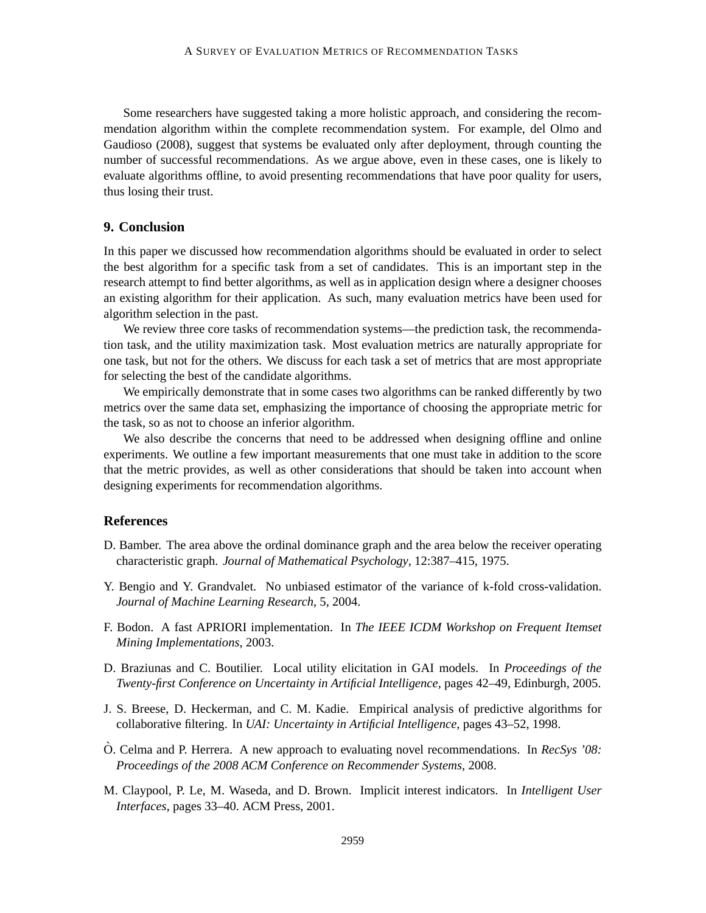Some researchers have suggested taking a more holistic approach, and considering the recommendation algorithm within the complete recommendation system. For example, del Olmo and Gaudioso (2008), suggest that systems be evaluated only after deployment, through counting the number of successful recommendations. As we argue above, even in these cases, one is likely to evaluate algorithms offline, to avoid presenting recommendations that have poor quality for users, thus losing their trust.

## 9. Conclusion

In this paper we discussed how recommendation algorithms should be evaluated in order to select the best algorithm for a specific task from a set of candidates. This is an important step in the research attempt to find better algorithms, as well as in application design where a designer chooses an existing algorithm for their application. As such, many evaluation metrics have been used for algorithm selection in the past.

We review three core tasks of recommendation systems—the prediction task, the recommendation task, and the utility maximization task. Most evaluation metrics are naturally appropriate for one task, but not for the others. We discuss for each task a set of metrics that are most appropriate for selecting the best of the candidate algorithms.

We empirically demonstrate that in some cases two algorithms can be ranked differently by two metrics over the same data set, emphasizing the importance of choosing the appropriate metric for the task, so as not to choose an inferior algorithm.

We also describe the concerns that need to be addressed when designing offline and online experiments. We outline a few important measurements that one must take in addition to the score that the metric provides, as well as other considerations that should be taken into account when designing experiments for recommendation algorithms.

## References

D. Bamber. The area above the ordinal dominance graph and the area below the receiver operating characteristic graph. *Journal of Mathematical Psychology*, 12:387–415, 1975.

Y. Bengio and Y. Grandvalet. No unbiased estimator of the variance of k-fold cross-validation. *Journal of Machine Learning Research*, 5, 2004.

F. Bodon. A fast APRIORI implementation. In *The IEEE ICDM Workshop on Frequent Itemset Mining Implementations*, 2003.

D. Braziunas and C. Boutilier. Local utility elicitation in GAI models. In *Proceedings of the Twenty-first Conference on Uncertainty in Artificial Intelligence*, pages 42–49, Edinburgh, 2005.

J. S. Breese, D. Heckerman, and C. M. Kadie. Empirical analysis of predictive algorithms for collaborative filtering. In *UAI: Uncertainty in Artificial Intelligence*, pages 43–52, 1998.

Ò. Celma and P. Herrera. A new approach to evaluating novel recommendations. In *RecSys '08: Proceedings of the 2008 ACM Conference on Recommender Systems*, 2008.

M. Claypool, P. Le, M. Waseda, and D. Brown. Implicit interest indicators. In *Intelligent User Interfaces*, pages 33–40. ACM Press, 2001.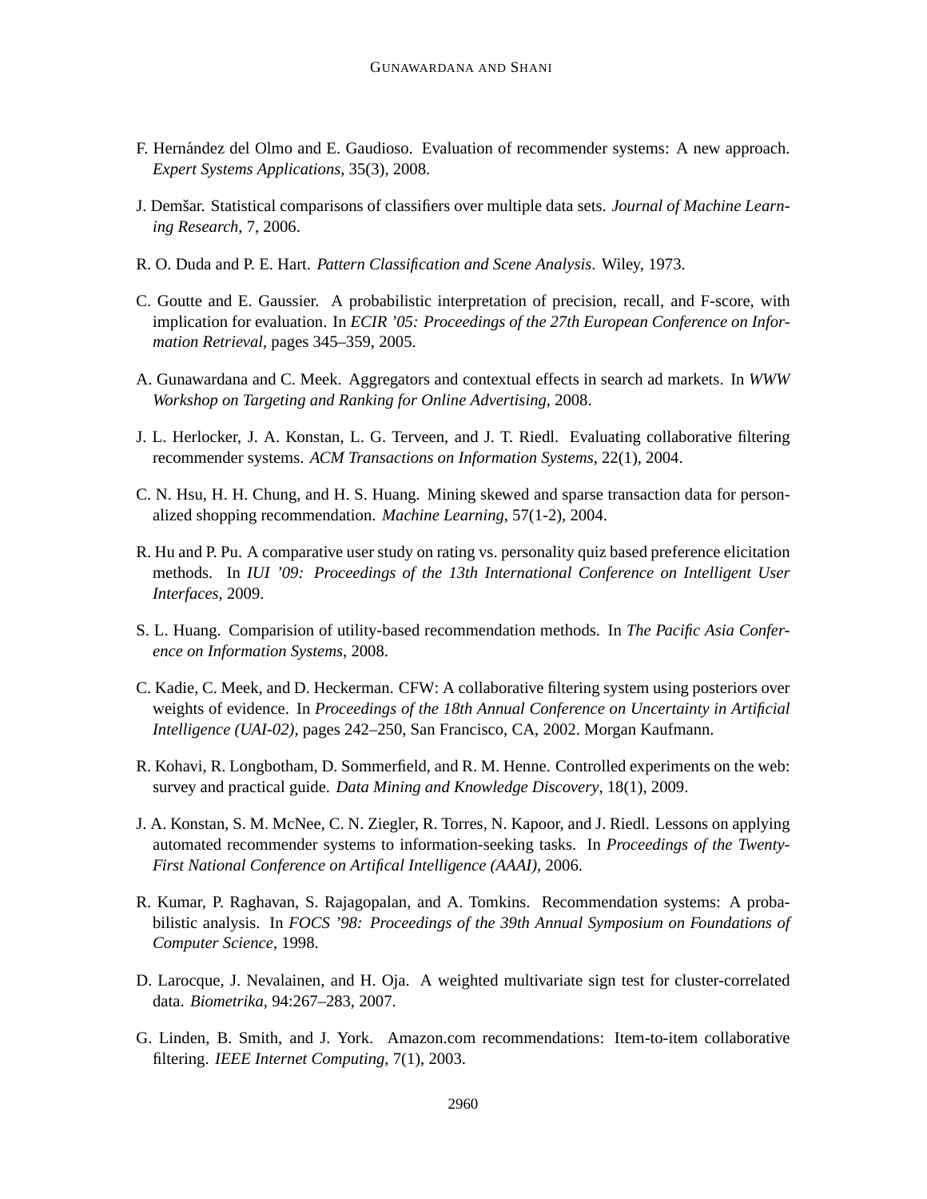F. Hernández del Olmo and E. Gaudioso. Evaluation of recommender systems: A new approach. *Expert Systems Applications*, 35(3), 2008.

J. Demšar. Statistical comparisons of classifiers over multiple data sets. *Journal of Machine Learning Research*, 7, 2006.

R. O. Duda and P. E. Hart. *Pattern Classification and Scene Analysis*. Wiley, 1973.

C. Goutte and E. Gaussier. A probabilistic interpretation of precision, recall, and F-score, with implication for evaluation. In *ECIR '05: Proceedings of the 27th European Conference on Information Retrieval*, pages 345–359, 2005.

A. Gunawardana and C. Meek. Aggregators and contextual effects in search ad markets. In *WWW Workshop on Targeting and Ranking for Online Advertising*, 2008.

J. L. Herlocker, J. A. Konstan, L. G. Terveen, and J. T. Riedl. Evaluating collaborative filtering recommender systems. *ACM Transactions on Information Systems*, 22(1), 2004.

C. N. Hsu, H. H. Chung, and H. S. Huang. Mining skewed and sparse transaction data for personalized shopping recommendation. *Machine Learning*, 57(1-2), 2004.

R. Hu and P. Pu. A comparative user study on rating vs. personality quiz based preference elicitation methods. In *IUI '09: Proceedings of the 13th International Conference on Intelligent User Interfaces*, 2009.

S. L. Huang. Comparision of utility-based recommendation methods. In *The Pacific Asia Conference on Information Systems*, 2008.

C. Kadie, C. Meek, and D. Heckerman. CFW: A collaborative filtering system using posteriors over weights of evidence. In *Proceedings of the 18th Annual Conference on Uncertainty in Artificial Intelligence (UAI-02)*, pages 242–250, San Francisco, CA, 2002. Morgan Kaufmann.

R. Kohavi, R. Longbotham, D. Sommerfield, and R. M. Henne. Controlled experiments on the web: survey and practical guide. *Data Mining and Knowledge Discovery*, 18(1), 2009.

J. A. Konstan, S. M. McNee, C. N. Ziegler, R. Torres, N. Kapoor, and J. Riedl. Lessons on applying automated recommender systems to information-seeking tasks. In *Proceedings of the Twenty-First National Conference on Artifical Intelligence (AAAI)*, 2006.

R. Kumar, P. Raghavan, S. Rajagopalan, and A. Tomkins. Recommendation systems: A probabilistic analysis. In *FOCS '98: Proceedings of the 39th Annual Symposium on Foundations of Computer Science*, 1998.

D. Larocque, J. Nevalainen, and H. Oja. A weighted multivariate sign test for cluster-correlated data. *Biometrika*, 94:267–283, 2007.

G. Linden, B. Smith, and J. York. Amazon.com recommendations: Item-to-item collaborative filtering. *IEEE Internet Computing*, 7(1), 2003.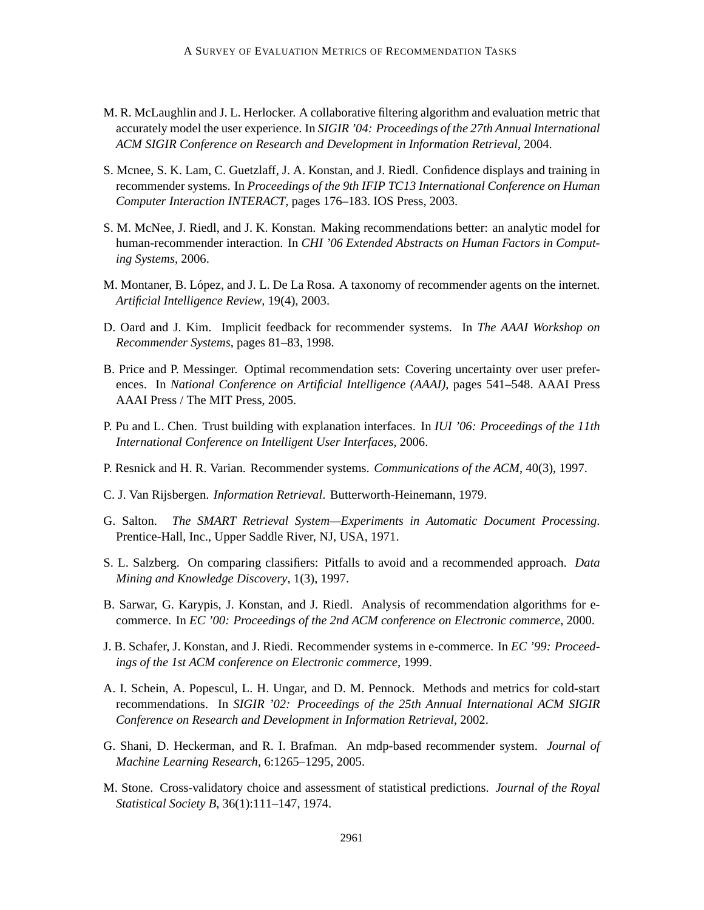M. R. McLaughlin and J. L. Herlocker. A collaborative filtering algorithm and evaluation metric that accurately model the user experience. In *SIGIR '04: Proceedings of the 27th Annual International ACM SIGIR Conference on Research and Development in Information Retrieval*, 2004.

S. Mcnee, S. K. Lam, C. Guetzlaff, J. A. Konstan, and J. Riedl. Confidence displays and training in recommender systems. In *Proceedings of the 9th IFIP TC13 International Conference on Human Computer Interaction INTERACT*, pages 176–183. IOS Press, 2003.

S. M. McNee, J. Riedl, and J. K. Konstan. Making recommendations better: an analytic model for human-recommender interaction. In *CHI '06 Extended Abstracts on Human Factors in Computing Systems*, 2006.

M. Montaner, B. López, and J. L. De La Rosa. A taxonomy of recommender agents on the internet. *Artificial Intelligence Review*, 19(4), 2003.

D. Oard and J. Kim. Implicit feedback for recommender systems. In *The AAAI Workshop on Recommender Systems*, pages 81–83, 1998.

B. Price and P. Messinger. Optimal recommendation sets: Covering uncertainty over user preferences. In *National Conference on Artificial Intelligence (AAAI)*, pages 541–548. AAAI Press AAAI Press / The MIT Press, 2005.

P. Pu and L. Chen. Trust building with explanation interfaces. In *IUI '06: Proceedings of the 11th International Conference on Intelligent User Interfaces*, 2006.

P. Resnick and H. R. Varian. Recommender systems. *Communications of the ACM*, 40(3), 1997.

C. J. Van Rijsbergen. *Information Retrieval*. Butterworth-Heinemann, 1979.

G. Salton. *The SMART Retrieval System—Experiments in Automatic Document Processing*. Prentice-Hall, Inc., Upper Saddle River, NJ, USA, 1971.

S. L. Salzberg. On comparing classifiers: Pitfalls to avoid and a recommended approach. *Data Mining and Knowledge Discovery*, 1(3), 1997.

B. Sarwar, G. Karypis, J. Konstan, and J. Riedl. Analysis of recommendation algorithms for e-commerce. In *EC '00: Proceedings of the 2nd ACM conference on Electronic commerce*, 2000.

J. B. Schafer, J. Konstan, and J. Riedi. Recommender systems in e-commerce. In *EC '99: Proceedings of the 1st ACM conference on Electronic commerce*, 1999.

A. I. Schein, A. Popescul, L. H. Ungar, and D. M. Pennock. Methods and metrics for cold-start recommendations. In *SIGIR '02: Proceedings of the 25th Annual International ACM SIGIR Conference on Research and Development in Information Retrieval*, 2002.

G. Shani, D. Heckerman, and R. I. Brafman. An mdp-based recommender system. *Journal of Machine Learning Research*, 6:1265–1295, 2005.

M. Stone. Cross-validatory choice and assessment of statistical predictions. *Journal of the Royal Statistical Society B*, 36(1):111–147, 1974.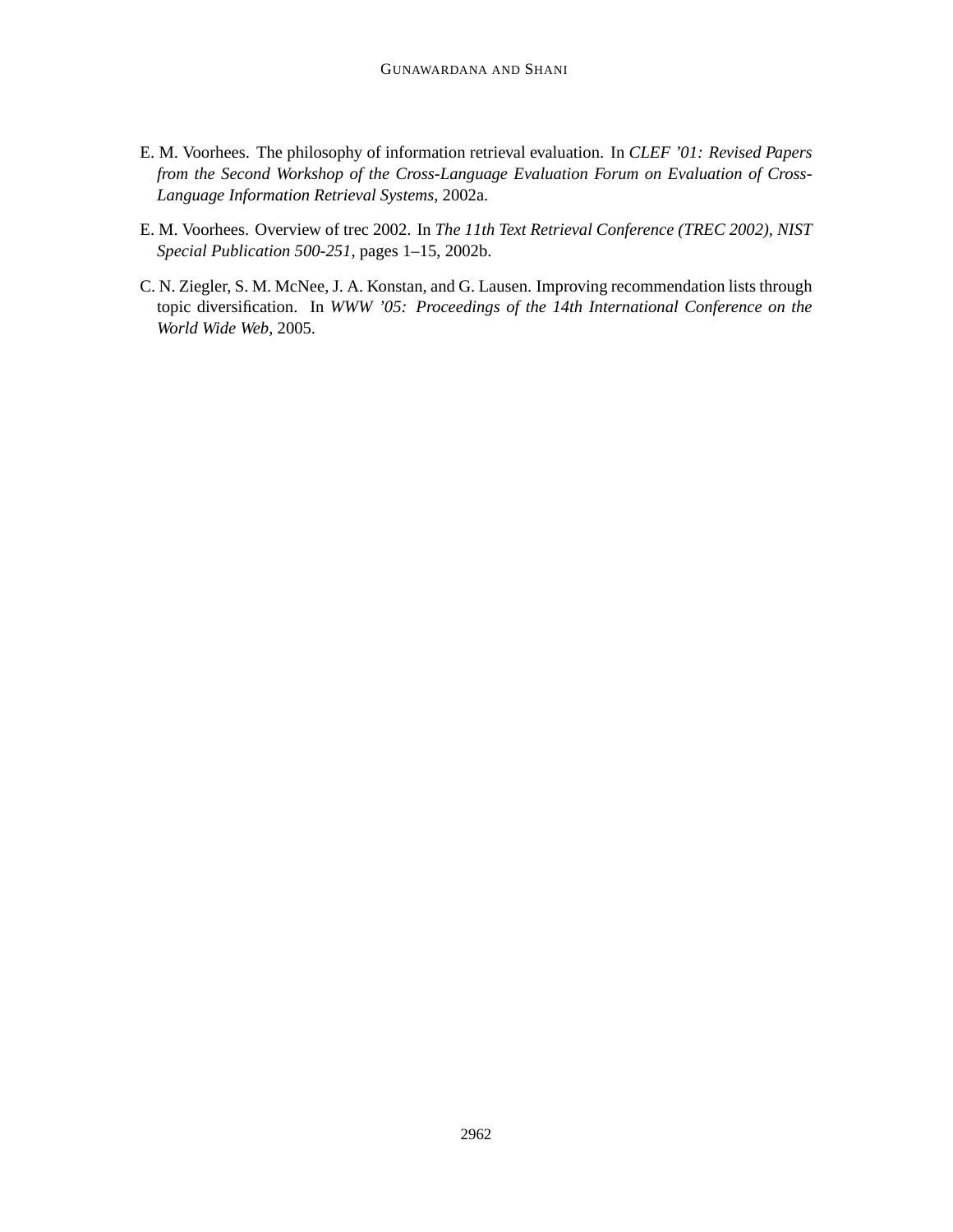E. M. Voorhees. The philosophy of information retrieval evaluation. In *CLEF '01: Revised Papers from the Second Workshop of the Cross-Language Evaluation Forum on Evaluation of Cross-Language Information Retrieval Systems*, 2002a.

E. M. Voorhees. Overview of trec 2002. In *The 11th Text Retrieval Conference (TREC 2002), NIST Special Publication 500-251*, pages 1–15, 2002b.

C. N. Ziegler, S. M. McNee, J. A. Konstan, and G. Lausen. Improving recommendation lists through topic diversification. In *WWW '05: Proceedings of the 14th International Conference on the World Wide Web*, 2005.